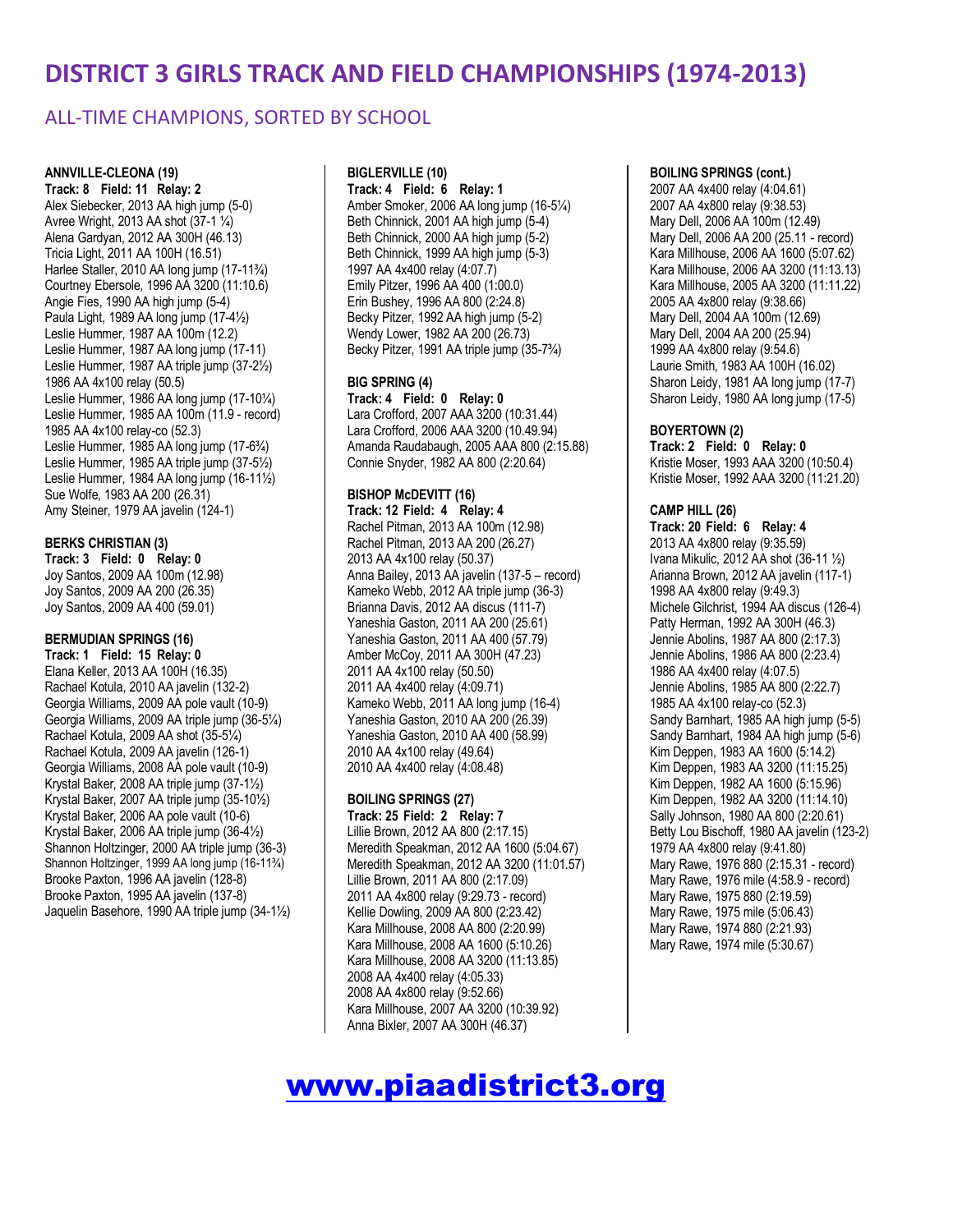# DISTRICT 3 GIRLS TRACK AND FIELD CHAMPIONSHIPS (1974-2013)

## ALL-TIME CHAMPIONS, SORTED BY SCHOOL

**ANNVILLE-CLEONA (19)**
**Track: 8 Field: 11 Relay: 2**
Alex Siebecker, 2013 AA high jump (5-0)
Avree Wright, 2013 AA shot (37-1 ¼)
Alena Gardyan, 2012 AA 300H (46.13)
Tricia Light, 2011 AA 100H (16.51)
Harlee Staller, 2010 AA long jump (17-11¾)
Courtney Ebersole, 1996 AA 3200 (11:10.6)
Angie Fies, 1990 AA high jump (5-4)
Paula Light, 1989 AA long jump (17-4½)
Leslie Hummer, 1987 AA 100m (12.2)
Leslie Hummer, 1987 AA long jump (17-11)
Leslie Hummer, 1987 AA triple jump (37-2½)
1986 AA 4x100 relay (50.5)
Leslie Hummer, 1986 AA long jump (17-10¼)
Leslie Hummer, 1985 AA 100m (11.9 - record)
1985 AA 4x100 relay-co (52.3)
Leslie Hummer, 1985 AA long jump (17-6¾)
Leslie Hummer, 1985 AA triple jump (37-5½)
Leslie Hummer, 1984 AA long jump (16-11½)
Sue Wolfe, 1983 AA 200 (26.31)
Amy Steiner, 1979 AA javelin (124-1)

**BERKS CHRISTIAN (3)**
**Track: 3 Field: 0 Relay: 0**
Joy Santos, 2009 AA 100m (12.98)
Joy Santos, 2009 AA 200 (26.35)
Joy Santos, 2009 AA 400 (59.01)

**BERMUDIAN SPRINGS (16)**
**Track: 1 Field: 15 Relay: 0**
Elana Keller, 2013 AA 100H (16.35)
Rachael Kotula, 2010 AA javelin (132-2)
Georgia Williams, 2009 AA pole vault (10-9)
Georgia Williams, 2009 AA triple jump (36-5¼)
Rachael Kotula, 2009 AA shot (35-5¼)
Rachael Kotula, 2009 AA javelin (126-1)
Georgia Williams, 2008 AA pole vault (10-9)
Krystal Baker, 2008 AA triple jump (37-1½)
Krystal Baker, 2007 AA triple jump (35-10½)
Krystal Baker, 2006 AA pole vault (10-6)
Krystal Baker, 2006 AA triple jump (36-4½)
Shannon Holtzinger, 2000 AA triple jump (36-3)
Shannon Holtzinger, 1999 AA long jump (16-11¾)
Brooke Paxton, 1996 AA javelin (128-8)
Brooke Paxton, 1995 AA javelin (137-8)
Jaquelin Basehore, 1990 AA triple jump (34-1½)

**BIGLERVILLE (10)**
**Track: 4 Field: 6 Relay: 1**
Amber Smoker, 2006 AA long jump (16-5¼)
Beth Chinnick, 2001 AA high jump (5-4)
Beth Chinnick, 2000 AA high jump (5-2)
Beth Chinnick, 1999 AA high jump (5-3)
1997 AA 4x400 relay (4:07.7)
Emily Pitzer, 1996 AA 400 (1:00.0)
Erin Bushey, 1996 AA 800 (2:24.8)
Becky Pitzer, 1992 AA high jump (5-2)
Wendy Lower, 1982 AA 200 (26.73)
Becky Pitzer, 1991 AA triple jump (35-7¾)

**BIG SPRING (4)**
**Track: 4 Field: 0 Relay: 0**
Lara Crofford, 2007 AAA 3200 (10:31.44)
Lara Crofford, 2006 AAA 3200 (10.49.94)
Amanda Raudabaugh, 2005 AAA 800 (2:15.88)
Connie Snyder, 1982 AA 800 (2:20.64)

**BISHOP McDEVITT (16)**
**Track: 12 Field: 4 Relay: 4**
Rachel Pitman, 2013 AA 100m (12.98)
Rachel Pitman, 2013 AA 200 (26.27)
2013 AA 4x100 relay (50.37)
Anna Bailey, 2013 AA javelin (137-5 – record)
Kameko Webb, 2012 AA triple jump (36-3)
Brianna Davis, 2012 AA discus (111-7)
Yaneshia Gaston, 2011 AA 200 (25.61)
Yaneshia Gaston, 2011 AA 400 (57.79)
Amber McCoy, 2011 AA 300H (47.23)
2011 AA 4x100 relay (50.50)
2011 AA 4x400 relay (4:09.71)
Kameko Webb, 2011 AA long jump (16-4)
Yaneshia Gaston, 2010 AA 200 (26.39)
Yaneshia Gaston, 2010 AA 400 (58.99)
2010 AA 4x100 relay (49.64)
2010 AA 4x400 relay (4:08.48)

**BOILING SPRINGS (27)**
**Track: 25 Field: 2 Relay: 7**
Lillie Brown, 2012 AA 800 (2:17.15)
Meredith Speakman, 2012 AA 1600 (5:04.67)
Meredith Speakman, 2012 AA 3200 (11:01.57)
Lillie Brown, 2011 AA 800 (2:17.09)
2011 AA 4x800 relay (9:29.73 - record)
Kellie Dowling, 2009 AA 800 (2:23.42)
Kara Millhouse, 2008 AA 800 (2:20.99)
Kara Millhouse, 2008 AA 1600 (5:10.26)
Kara Millhouse, 2008 AA 3200 (11:13.85)
2008 AA 4x400 relay (4:05.33)
2008 AA 4x800 relay (9:52.66)
Kara Millhouse, 2007 AA 3200 (10:39.92)
Anna Bixler, 2007 AA 300H (46.37)

**BOILING SPRINGS (cont.)**
2007 AA 4x400 relay (4:04.61)
2007 AA 4x800 relay (9:38.53)
Mary Dell, 2006 AA 100m (12.49)
Mary Dell, 2006 AA 200 (25.11 - record)
Kara Millhouse, 2006 AA 1600 (5:07.62)
Kara Millhouse, 2006 AA 3200 (11:13.13)
Kara Millhouse, 2005 AA 3200 (11:11.22)
2005 AA 4x800 relay (9:38.66)
Mary Dell, 2004 AA 100m (12.69)
Mary Dell, 2004 AA 200 (25.94)
1999 AA 4x800 relay (9:54.6)
Laurie Smith, 1983 AA 100H (16.02)
Sharon Leidy, 1981 AA long jump (17-7)
Sharon Leidy, 1980 AA long jump (17-5)

**BOYERTOWN (2)**
**Track: 2 Field: 0 Relay: 0**
Kristie Moser, 1993 AAA 3200 (10:50.4)
Kristie Moser, 1992 AAA 3200 (11:21.20)

**CAMP HILL (26)**
**Track: 20 Field: 6 Relay: 4**
2013 AA 4x800 relay (9:35.59)
Ivana Mikulic, 2012 AA shot (36-11 ½)
Arianna Brown, 2012 AA javelin (117-1)
1998 AA 4x800 relay (9:49.3)
Michele Gilchrist, 1994 AA discus (126-4)
Patty Herman, 1992 AA 300H (46.3)
Jennie Abolins, 1987 AA 800 (2:17.3)
Jennie Abolins, 1986 AA 800 (2:23.4)
1986 AA 4x400 relay (4:07.5)
Jennie Abolins, 1985 AA 800 (2:22.7)
1985 AA 4x100 relay-co (52.3)
Sandy Barnhart, 1985 AA high jump (5-5)
Sandy Barnhart, 1984 AA high jump (5-6)
Kim Deppen, 1983 AA 1600 (5:14.2)
Kim Deppen, 1983 AA 3200 (11:15.25)
Kim Deppen, 1982 AA 1600 (5:15.96)
Kim Deppen, 1982 AA 3200 (11:14.10)
Sally Johnson, 1980 AA 800 (2:20.61)
Betty Lou Bischoff, 1980 AA javelin (123-2)
1979 AA 4x800 relay (9:41.80)
Mary Rawe, 1976 880 (2:15.31 - record)
Mary Rawe, 1976 mile (4:58.9 - record)
Mary Rawe, 1975 880 (2:19.59)
Mary Rawe, 1975 mile (5:06.43)
Mary Rawe, 1974 880 (2:21.93)
Mary Rawe, 1974 mile (5:30.67)

www.piaadistrict3.org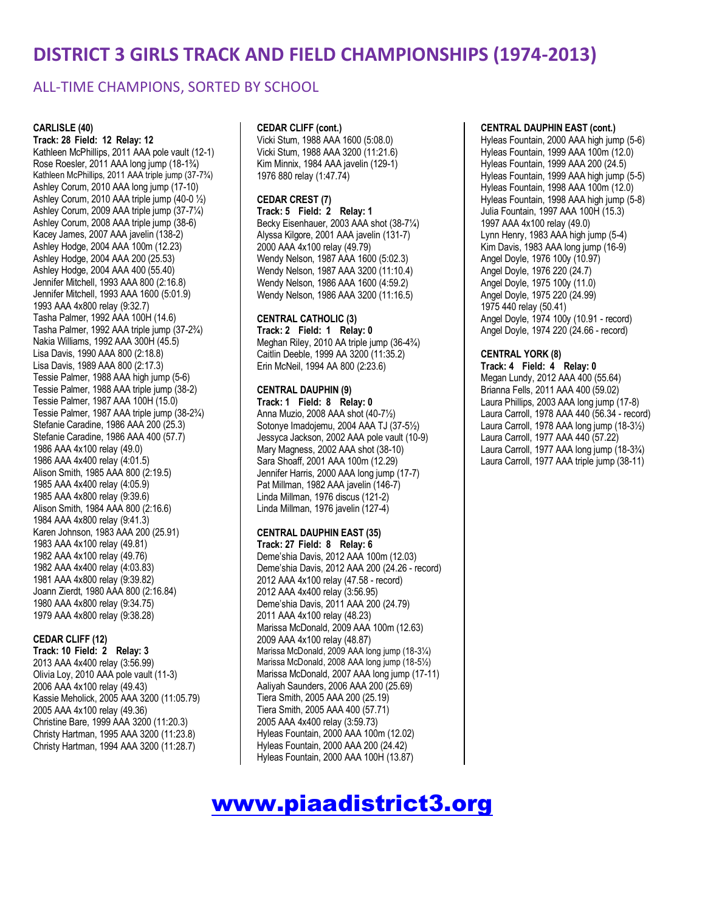# DISTRICT 3 GIRLS TRACK AND FIELD CHAMPIONSHIPS (1974-2013)

## ALL-TIME CHAMPIONS, SORTED BY SCHOOL

**CARLISLE (40)**
**Track: 28 Field: 12 Relay: 12**
Kathleen McPhillips, 2011 AAA pole vault (12-1)
Rose Roesler, 2011 AAA long jump (18-1¾)
Kathleen McPhillips, 2011 AAA triple jump (37-7¾)
Ashley Corum, 2010 AAA long jump (17-10)
Ashley Corum, 2010 AAA triple jump (40-0 ½)
Ashley Corum, 2009 AAA triple jump (37-7¼)
Ashley Corum, 2008 AAA triple jump (38-6)
Kacey James, 2007 AAA javelin (138-2)
Ashley Hodge, 2004 AAA 100m (12.23)
Ashley Hodge, 2004 AAA 200 (25.53)
Ashley Hodge, 2004 AAA 400 (55.40)
Jennifer Mitchell, 1993 AAA 800 (2:16.8)
Jennifer Mitchell, 1993 AAA 1600 (5:01.9)
1993 AAA 4x800 relay (9:32.7)
Tasha Palmer, 1992 AAA 100H (14.6)
Tasha Palmer, 1992 AAA triple jump (37-2¾)
Nakia Williams, 1992 AAA 300H (45.5)
Lisa Davis, 1990 AAA 800 (2:18.8)
Lisa Davis, 1989 AAA 800 (2:17.3)
Tessie Palmer, 1988 AAA high jump (5-6)
Tessie Palmer, 1988 AAA triple jump (38-2)
Tessie Palmer, 1987 AAA 100H (15.0)
Tessie Palmer, 1987 AAA triple jump (38-2¾)
Stefanie Caradine, 1986 AAA 200 (25.3)
Stefanie Caradine, 1986 AAA 400 (57.7)
1986 AAA 4x100 relay (49.0)
1986 AAA 4x400 relay (4:01.5)
Alison Smith, 1985 AAA 800 (2:19.5)
1985 AAA 4x400 relay (4:05.9)
1985 AAA 4x800 relay (9:39.6)
Alison Smith, 1984 AAA 800 (2:16.6)
1984 AAA 4x800 relay (9:41.3)
Karen Johnson, 1983 AAA 200 (25.91)
1983 AAA 4x100 relay (49.81)
1982 AAA 4x100 relay (49.76)
1982 AAA 4x400 relay (4:03.83)
1981 AAA 4x800 relay (9:39.82)
Joann Zierdt, 1980 AAA 800 (2:16.84)
1980 AAA 4x800 relay (9:34.75)
1979 AAA 4x800 relay (9:38.28)

**CEDAR CLIFF (12)**
**Track: 10 Field: 2 Relay: 3**
2013 AAA 4x400 relay (3:56.99)
Olivia Loy, 2010 AAA pole vault (11-3)
2006 AAA 4x100 relay (49.43)
Kassie Meholick, 2005 AAA 3200 (11:05.79)
2005 AAA 4x100 relay (49.36)
Christine Bare, 1999 AAA 3200 (11:20.3)
Christy Hartman, 1995 AAA 3200 (11:23.8)
Christy Hartman, 1994 AAA 3200 (11:28.7)

**CEDAR CLIFF (cont.)**
Vicki Stum, 1988 AAA 1600 (5:08.0)
Vicki Stum, 1988 AAA 3200 (11:21.6)
Kim Minnix, 1984 AAA javelin (129-1)
1976 880 relay (1:47.74)

**CEDAR CREST (7)**
**Track: 5 Field: 2 Relay: 1**
Becky Eisenhauer, 2003 AAA shot (38-7¼)
Alyssa Kilgore, 2001 AAA javelin (131-7)
2000 AAA 4x100 relay (49.79)
Wendy Nelson, 1987 AAA 1600 (5:02.3)
Wendy Nelson, 1987 AAA 3200 (11:10.4)
Wendy Nelson, 1986 AAA 1600 (4:59.2)
Wendy Nelson, 1986 AAA 3200 (11:16.5)

**CENTRAL CATHOLIC (3)**
**Track: 2 Field: 1 Relay: 0**
Meghan Riley, 2010 AA triple jump (36-4¾)
Caitlin Deeble, 1999 AA 3200 (11:35.2)
Erin McNeil, 1994 AA 800 (2:23.6)

**CENTRAL DAUPHIN (9)**
**Track: 1 Field: 8 Relay: 0**
Anna Muzio, 2008 AAA shot (40-7½)
Sotonye Imadojemu, 2004 AAA TJ (37-5½)
Jessyca Jackson, 2002 AAA pole vault (10-9)
Mary Magness, 2002 AAA shot (38-10)
Sara Shoaff, 2001 AAA 100m (12.29)
Jennifer Harris, 2000 AAA long jump (17-7)
Pat Millman, 1982 AAA javelin (146-7)
Linda Millman, 1976 discus (121-2)
Linda Millman, 1976 javelin (127-4)

**CENTRAL DAUPHIN EAST (35)**
**Track: 27 Field: 8 Relay: 6**
Deme'shia Davis, 2012 AAA 100m (12.03)
Deme'shia Davis, 2012 AAA 200 (24.26 - record)
2012 AAA 4x100 relay (47.58 - record)
2012 AAA 4x400 relay (3:56.95)
Deme'shia Davis, 2011 AAA 200 (24.79)
2011 AAA 4x100 relay (48.23)
Marissa McDonald, 2009 AAA 100m (12.63)
2009 AAA 4x100 relay (48.87)
Marissa McDonald, 2009 AAA long jump (18-3¼)
Marissa McDonald, 2008 AAA long jump (18-5½)
Marissa McDonald, 2007 AAA long jump (17-11)
Aaliyah Saunders, 2006 AAA 200 (25.69)
Tiera Smith, 2005 AAA 200 (25.19)
Tiera Smith, 2005 AAA 400 (57.71)
2005 AAA 4x400 relay (3:59.73)
Hyleas Fountain, 2000 AAA 100m (12.02)
Hyleas Fountain, 2000 AAA 200 (24.42)
Hyleas Fountain, 2000 AAA 100H (13.87)

**CENTRAL DAUPHIN EAST (cont.)**
Hyleas Fountain, 2000 AAA high jump (5-6)
Hyleas Fountain, 1999 AAA 100m (12.0)
Hyleas Fountain, 1999 AAA 200 (24.5)
Hyleas Fountain, 1999 AAA high jump (5-5)
Hyleas Fountain, 1998 AAA 100m (12.0)
Hyleas Fountain, 1998 AAA high jump (5-8)
Julia Fountain, 1997 AAA 100H (15.3)
1997 AAA 4x100 relay (49.0)
Lynn Henry, 1983 AAA high jump (5-4)
Kim Davis, 1983 AAA long jump (16-9)
Angel Doyle, 1976 100y (10.97)
Angel Doyle, 1976 220 (24.7)
Angel Doyle, 1975 100y (11.0)
Angel Doyle, 1975 220 (24.99)
1975 440 relay (50.41)
Angel Doyle, 1974 100y (10.91 - record)
Angel Doyle, 1974 220 (24.66 - record)

**CENTRAL YORK (8)**
**Track: 4 Field: 4 Relay: 0**
Megan Lundy, 2012 AAA 400 (55.64)
Brianna Fells, 2011 AAA 400 (59.02)
Laura Phillips, 2003 AAA long jump (17-8)
Laura Carroll, 1978 AAA 440 (56.34 - record)
Laura Carroll, 1978 AAA long jump (18-3½)
Laura Carroll, 1977 AAA 440 (57.22)
Laura Carroll, 1977 AAA long jump (18-3¾)
Laura Carroll, 1977 AAA triple jump (38-11)

www.piaadistrict3.org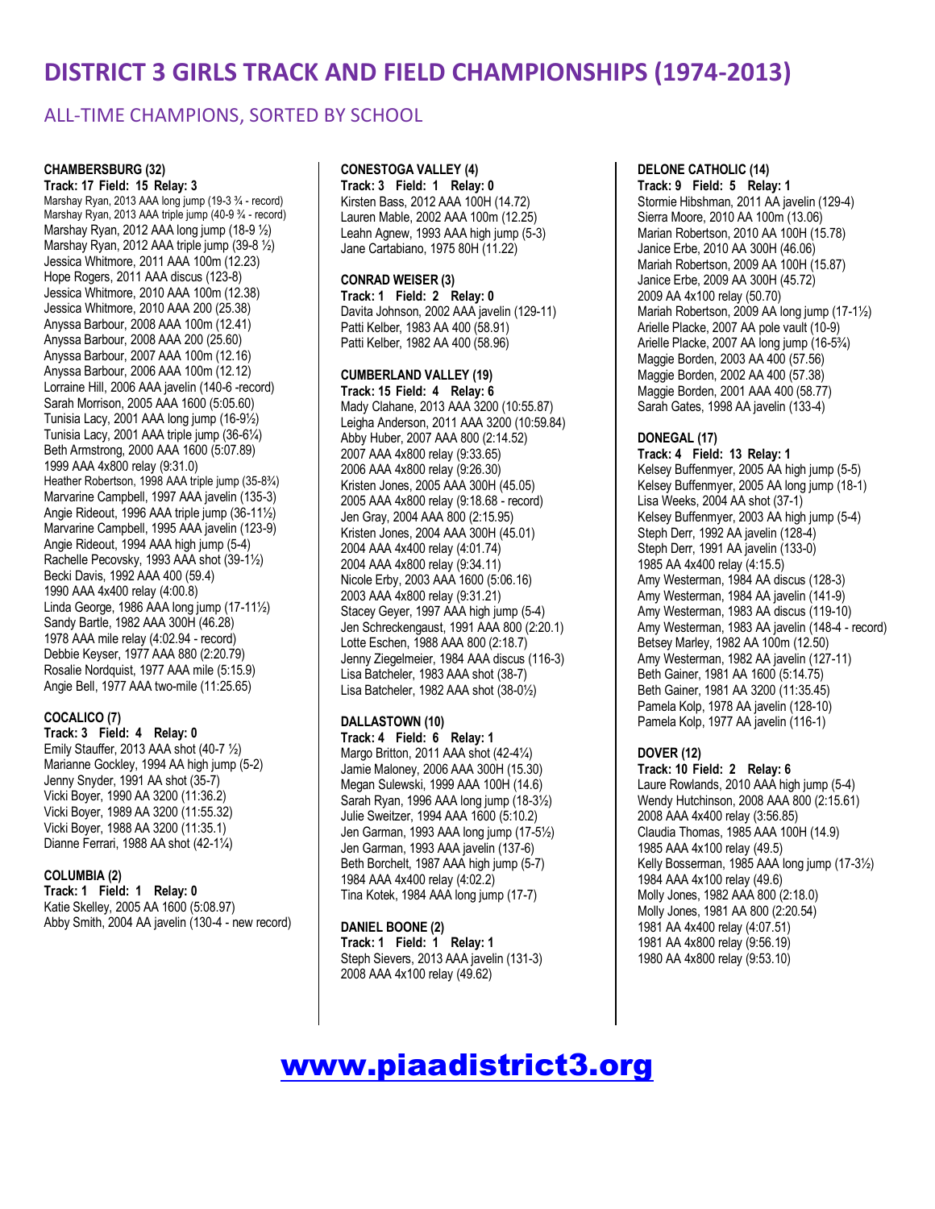# DISTRICT 3 GIRLS TRACK AND FIELD CHAMPIONSHIPS (1974-2013)

## ALL-TIME CHAMPIONS, SORTED BY SCHOOL

**CHAMBERSBURG (32)**
**Track: 17 Field: 15 Relay: 3**
Marshay Ryan, 2013 AAA long jump (19-3 ¾ - record)
Marshay Ryan, 2013 AAA triple jump (40-9 ¾ - record)
Marshay Ryan, 2012 AAA long jump (18-9 ½)
Marshay Ryan, 2012 AAA triple jump (39-8 ½)
Jessica Whitmore, 2011 AAA 100m (12.23)
Hope Rogers, 2011 AAA discus (123-8)
Jessica Whitmore, 2010 AAA 100m (12.38)
Jessica Whitmore, 2010 AAA 200 (25.38)
Anyssa Barbour, 2008 AAA 100m (12.41)
Anyssa Barbour, 2008 AAA 200 (25.60)
Anyssa Barbour, 2007 AAA 100m (12.16)
Anyssa Barbour, 2006 AAA 100m (12.12)
Lorraine Hill, 2006 AAA javelin (140-6 -record)
Sarah Morrison, 2005 AAA 1600 (5:05.60)
Tunisia Lacy, 2001 AAA long jump (16-9½)
Tunisia Lacy, 2001 AAA triple jump (36-6¼)
Beth Armstrong, 2000 AAA 1600 (5:07.89)
1999 AAA 4x800 relay (9:31.0)
Heather Robertson, 1998 AAA triple jump (35-8¾)
Marvarine Campbell, 1997 AAA javelin (135-3)
Angie Rideout, 1996 AAA triple jump (36-11½)
Marvarine Campbell, 1995 AAA javelin (123-9)
Angie Rideout, 1994 AAA high jump (5-4)
Rachelle Pecovsky, 1993 AAA shot (39-1½)
Becki Davis, 1992 AAA 400 (59.4)
1990 AAA 4x400 relay (4:00.8)
Linda George, 1986 AAA long jump (17-11½)
Sandy Bartle, 1982 AAA 300H (46.28)
1978 AAA mile relay (4:02.94 - record)
Debbie Keyser, 1977 AAA 880 (2:20.79)
Rosalie Nordquist, 1977 AAA mile (5:15.9)
Angie Bell, 1977 AAA two-mile (11:25.65)

**COCALICO (7)**
**Track: 3 Field: 4 Relay: 0**
Emily Stauffer, 2013 AAA shot (40-7 ½)
Marianne Gockley, 1994 AA high jump (5-2)
Jenny Snyder, 1991 AA shot (35-7)
Vicki Boyer, 1990 AA 3200 (11:36.2)
Vicki Boyer, 1989 AA 3200 (11:55.32)
Vicki Boyer, 1988 AA 3200 (11:35.1)
Dianne Ferrari, 1988 AA shot (42-1¼)

**COLUMBIA (2)**
**Track: 1 Field: 1 Relay: 0**
Katie Skelley, 2005 AA 1600 (5:08.97)
Abby Smith, 2004 AA javelin (130-4 - new record)

**CONESTOGA VALLEY (4)**
**Track: 3 Field: 1 Relay: 0**
Kirsten Bass, 2012 AAA 100H (14.72)
Lauren Mable, 2002 AAA 100m (12.25)
Leahn Agnew, 1993 AAA high jump (5-3)
Jane Cartabiano, 1975 80H (11.22)

**CONRAD WEISER (3)**
**Track: 1 Field: 2 Relay: 0**
Davita Johnson, 2002 AAA javelin (129-11)
Patti Kelber, 1983 AA 400 (58.91)
Patti Kelber, 1982 AA 400 (58.96)

**CUMBERLAND VALLEY (19)**
**Track: 15 Field: 4 Relay: 6**
Mady Clahane, 2013 AAA 3200 (10:55.87)
Leigha Anderson, 2011 AAA 3200 (10:59.84)
Abby Huber, 2007 AAA 800 (2:14.52)
2007 AAA 4x800 relay (9:33.65)
2006 AAA 4x800 relay (9:26.30)
Kristen Jones, 2005 AAA 300H (45.05)
2005 AAA 4x800 relay (9:18.68 - record)
Jen Gray, 2004 AAA 800 (2:15.95)
Kristen Jones, 2004 AAA 300H (45.01)
2004 AAA 4x400 relay (4:01.74)
2004 AAA 4x800 relay (9:34.11)
Nicole Erby, 2003 AAA 1600 (5:06.16)
2003 AAA 4x800 relay (9:31.21)
Stacey Geyer, 1997 AAA high jump (5-4)
Jen Schreckengaust, 1991 AAA 800 (2:20.1)
Lotte Eschen, 1988 AAA 800 (2:18.7)
Jenny Ziegelmeier, 1984 AAA discus (116-3)
Lisa Batcheler, 1983 AAA shot (38-7)
Lisa Batcheler, 1982 AAA shot (38-0½)

**DALLASTOWN (10)**
**Track: 4 Field: 6 Relay: 1**
Margo Britton, 2011 AAA shot (42-4¼)
Jamie Maloney, 2006 AAA 300H (15.30)
Megan Sulewski, 1999 AAA 100H (14.6)
Sarah Ryan, 1996 AAA long jump (18-3½)
Julie Sweitzer, 1994 AAA 1600 (5:10.2)
Jen Garman, 1993 AAA long jump (17-5½)
Jen Garman, 1993 AAA javelin (137-6)
Beth Borchelt, 1987 AAA high jump (5-7)
1984 AAA 4x400 relay (4:02.2)
Tina Kotek, 1984 AAA long jump (17-7)

**DANIEL BOONE (2)**
**Track: 1 Field: 1 Relay: 1**
Steph Sievers, 2013 AAA javelin (131-3)
2008 AAA 4x100 relay (49.62)

**DELONE CATHOLIC (14)**
**Track: 9 Field: 5 Relay: 1**
Stormie Hibshman, 2011 AA javelin (129-4)
Sierra Moore, 2010 AA 100m (13.06)
Marian Robertson, 2010 AA 100H (15.78)
Janice Erbe, 2010 AA 300H (46.06)
Mariah Robertson, 2009 AA 100H (15.87)
Janice Erbe, 2009 AA 300H (45.72)
2009 AA 4x100 relay (50.70)
Mariah Robertson, 2009 AA long jump (17-1½)
Arielle Placke, 2007 AA pole vault (10-9)
Arielle Placke, 2007 AA long jump (16-5¾)
Maggie Borden, 2003 AA 400 (57.56)
Maggie Borden, 2002 AA 400 (57.38)
Maggie Borden, 2001 AAA 400 (58.77)
Sarah Gates, 1998 AA javelin (133-4)

**DONEGAL (17)**
**Track: 4 Field: 13 Relay: 1**
Kelsey Buffenmyer, 2005 AA high jump (5-5)
Kelsey Buffenmyer, 2005 AA long jump (18-1)
Lisa Weeks, 2004 AA shot (37-1)
Kelsey Buffenmyer, 2003 AA high jump (5-4)
Steph Derr, 1992 AA javelin (128-4)
Steph Derr, 1991 AA javelin (133-0)
1985 AA 4x400 relay (4:15.5)
Amy Westerman, 1984 AA discus (128-3)
Amy Westerman, 1984 AA javelin (141-9)
Amy Westerman, 1983 AA discus (119-10)
Amy Westerman, 1983 AA javelin (148-4 - record)
Betsey Marley, 1982 AA 100m (12.50)
Amy Westerman, 1982 AA javelin (127-11)
Beth Gainer, 1981 AA 1600 (5:14.75)
Beth Gainer, 1981 AA 3200 (11:35.45)
Pamela Kolp, 1978 AA javelin (128-10)
Pamela Kolp, 1977 AA javelin (116-1)

**DOVER (12)**
**Track: 10 Field: 2 Relay: 6**
Laure Rowlands, 2010 AAA high jump (5-4)
Wendy Hutchinson, 2008 AAA 800 (2:15.61)
2008 AAA 4x400 relay (3:56.85)
Claudia Thomas, 1985 AAA 100H (14.9)
1985 AAA 4x100 relay (49.5)
Kelly Bosserman, 1985 AAA long jump (17-3½)
1984 AAA 4x100 relay (49.6)
Molly Jones, 1982 AAA 800 (2:18.0)
Molly Jones, 1981 AA 800 (2:20.54)
1981 AA 4x400 relay (4:07.51)
1981 AA 4x800 relay (9:56.19)
1980 AA 4x800 relay (9:53.10)

www.piaadistrict3.org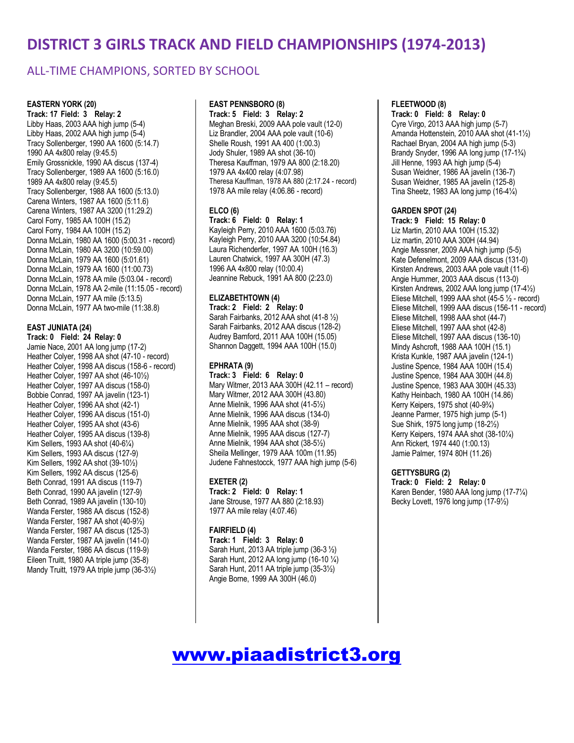# DISTRICT 3 GIRLS TRACK AND FIELD CHAMPIONSHIPS (1974-2013)

## ALL-TIME CHAMPIONS, SORTED BY SCHOOL

**EASTERN YORK (20)**
**Track: 17 Field: 3 Relay: 2**
Libby Haas, 2003 AAA high jump (5-4)
Libby Haas, 2002 AAA high jump (5-4)
Tracy Sollenberger, 1990 AA 1600 (5:14.7)
1990 AA 4x800 relay (9:45.5)
Emily Grossnickle, 1990 AA discus (137-4)
Tracy Sollenberger, 1989 AA 1600 (5:16.0)
1989 AA 4x800 relay (9:45.5)
Tracy Sollenberger, 1988 AA 1600 (5:13.0)
Carena Winters, 1987 AA 1600 (5:11.6)
Carena Winters, 1987 AA 3200 (11:29.2)
Carol Forry, 1985 AA 100H (15.2)
Carol Forry, 1984 AA 100H (15.2)
Donna McLain, 1980 AA 1600 (5:00.31 - record)
Donna McLain, 1980 AA 3200 (10:59.00)
Donna McLain, 1979 AA 1600 (5:01.61)
Donna McLain, 1979 AA 1600 (11:00.73)
Donna McLain, 1978 AA mile (5:03.04 - record)
Donna McLain, 1978 AA 2-mile (11:15.05 - record)
Donna McLain, 1977 AA mile (5:13.5)
Donna McLain, 1977 AA two-mile (11:38.8)

**EAST JUNIATA (24)**
**Track: 0 Field: 24 Relay: 0**
Jamie Nace, 2001 AA long jump (17-2)
Heather Colyer, 1998 AA shot (47-10 - record)
Heather Colyer, 1998 AA discus (158-6 - record)
Heather Colyer, 1997 AA shot (46-10½)
Heather Colyer, 1997 AA discus (158-0)
Bobbie Conrad, 1997 AA javelin (123-1)
Heather Colyer, 1996 AA shot (42-1)
Heather Colyer, 1996 AA discus (151-0)
Heather Colyer, 1995 AA shot (43-6)
Heather Colyer, 1995 AA discus (139-8)
Kim Sellers, 1993 AA shot (40-6¼)
Kim Sellers, 1993 AA discus (127-9)
Kim Sellers, 1992 AA shot (39-10½)
Kim Sellers, 1992 AA discus (125-6)
Beth Conrad, 1991 AA discus (119-7)
Beth Conrad, 1990 AA javelin (127-9)
Beth Conrad, 1989 AA javelin (130-10)
Wanda Ferster, 1988 AA discus (152-8)
Wanda Ferster, 1987 AA shot (40-9½)
Wanda Ferster, 1987 AA discus (125-3)
Wanda Ferster, 1987 AA javelin (141-0)
Wanda Ferster, 1986 AA discus (119-9)
Eileen Truitt, 1980 AA triple jump (35-8)
Mandy Truitt, 1979 AA triple jump (36-3½)

**EAST PENNSBORO (8)**
**Track: 5 Field: 3 Relay: 2**
Meghan Breski, 2009 AAA pole vault (12-0)
Liz Brandler, 2004 AAA pole vault (10-6)
Shelle Roush, 1991 AA 400 (1:00.3)
Jody Shuler, 1989 AA shot (36-10)
Theresa Kauffman, 1979 AA 800 (2:18.20)
1979 AA 4x400 relay (4:07.98)
Theresa Kauffman, 1978 AA 880 (2:17.24 - record)
1978 AA mile relay (4:06.86 - record)

**ELCO (6)**
**Track: 6 Field: 0 Relay: 1**
Kayleigh Perry, 2010 AAA 1600 (5:03.76)
Kayleigh Perry, 2010 AAA 3200 (10:54.84)
Laura Richenderfer, 1997 AA 100H (16.3)
Lauren Chatwick, 1997 AA 300H (47.3)
1996 AA 4x800 relay (10:00.4)
Jeannine Rebuck, 1991 AA 800 (2:23.0)

**ELIZABETHTOWN (4)**
**Track: 2 Field: 2 Relay: 0**
Sarah Fairbanks, 2012 AAA shot (41-8 ½)
Sarah Fairbanks, 2012 AAA discus (128-2)
Audrey Bamford, 2011 AAA 100H (15.05)
Shannon Daggett, 1994 AAA 100H (15.0)

**EPHRATA (9)**
**Track: 3 Field: 6 Relay: 0**
Mary Witmer, 2013 AAA 300H (42.11 – record)
Mary Witmer, 2012 AAA 300H (43.80)
Anne Mielnik, 1996 AAA shot (41-5½)
Anne Mielnik, 1996 AAA discus (134-0)
Anne Mielnik, 1995 AAA shot (38-9)
Anne Mielnik, 1995 AAA discus (127-7)
Anne Mielnik, 1994 AAA shot (38-5½)
Sheila Mellinger, 1979 AAA 100m (11.95)
Judene Fahnestocck, 1977 AAA high jump (5-6)

**EXETER (2)**
**Track: 2 Field: 0 Relay: 1**
Jane Strouse, 1977 AA 880 (2:18.93)
1977 AA mile relay (4:07.46)

**FAIRFIELD (4)**
**Track: 1 Field: 3 Relay: 0**
Sarah Hunt, 2013 AA triple jump (36-3 ½)
Sarah Hunt, 2012 AA long jump (16-10 ¼)
Sarah Hunt, 2011 AA triple jump (35-3½)
Angie Borne, 1999 AA 300H (46.0)

**FLEETWOOD (8)**
**Track: 0 Field: 8 Relay: 0**
Cyre Virgo, 2013 AAA high jump (5-7)
Amanda Hottenstein, 2010 AAA shot (41-1½)
Rachael Bryan, 2004 AA high jump (5-3)
Brandy Snyder, 1996 AA long jump (17-1¾)
Jill Henne, 1993 AA high jump (5-4)
Susan Weidner, 1986 AA javelin (136-7)
Susan Weidner, 1985 AA javelin (125-8)
Tina Sheetz, 1983 AA long jump (16-4¼)

**GARDEN SPOT (24)**
**Track: 9 Field: 15 Relay: 0**
Liz Martin, 2010 AAA 100H (15.32)
Liz martin, 2010 AAA 300H (44.94)
Angie Messner, 2009 AAA high jump (5-5)
Kate Defenelmont, 2009 AAA discus (131-0)
Kirsten Andrews, 2003 AAA pole vault (11-6)
Angie Hummer, 2003 AAA discus (113-0)
Kirsten Andrews, 2002 AAA long jump (17-4½)
Eliese Mitchell, 1999 AAA shot (45-5 ½ - record)
Eliese Mitchell, 1999 AAA discus (156-11 - record)
Eliese Mitchell, 1998 AAA shot (44-7)
Eliese Mitchell, 1997 AAA shot (42-8)
Eliese Mitchell, 1997 AAA discus (136-10)
Mindy Ashcroft, 1988 AAA 100H (15.1)
Krista Kunkle, 1987 AAA javelin (124-1)
Justine Spence, 1984 AAA 100H (15.4)
Justine Spence, 1984 AAA 300H (44.8)
Justine Spence, 1983 AAA 300H (45.33)
Kathy Heinbach, 1980 AA 100H (14.86)
Kerry Keipers, 1975 shot (40-9¾)
Jeanne Parmer, 1975 high jump (5-1)
Sue Shirk, 1975 long jump (18-2½)
Kerry Keipers, 1974 AAA shot (38-10¼)
Ann Rickert, 1974 440 (1:00.13)
Jamie Palmer, 1974 80H (11.26)

**GETTYSBURG (2)**
**Track: 0 Field: 2 Relay: 0**
Karen Bender, 1980 AAA long jump (17-7¼)
Becky Lovett, 1976 long jump (17-9½)

www.piaadistrict3.org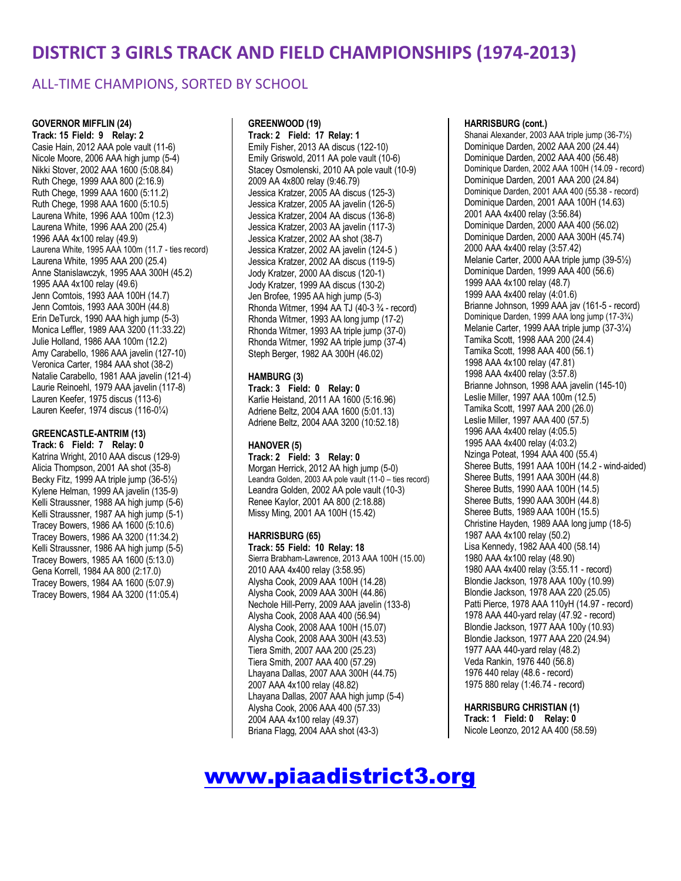# DISTRICT 3 GIRLS TRACK AND FIELD CHAMPIONSHIPS (1974-2013)

## ALL-TIME CHAMPIONS, SORTED BY SCHOOL

**GOVERNOR MIFFLIN (24)**
**Track: 15 Field: 9 Relay: 2**
Casie Hain, 2012 AAA pole vault (11-6)
Nicole Moore, 2006 AAA high jump (5-4)
Nikki Stover, 2002 AAA 1600 (5:08.84)
Ruth Chege, 1999 AAA 800 (2:16.9)
Ruth Chege, 1999 AAA 1600 (5:11.2)
Ruth Chege, 1998 AAA 1600 (5:10.5)
Laurena White, 1996 AAA 100m (12.3)
Laurena White, 1996 AAA 200 (25.4)
1996 AAA 4x100 relay (49.9)
Laurena White, 1995 AAA 100m (11.7 - ties record)
Laurena White, 1995 AAA 200 (25.4)
Anne Stanislawczyk, 1995 AAA 300H (45.2)
1995 AAA 4x100 relay (49.6)
Jenn Comtois, 1993 AAA 100H (14.7)
Jenn Comtois, 1993 AAA 300H (44.8)
Erin DeTurck, 1990 AA high jump (5-3)
Monica Leffler, 1989 AAA 3200 (11:33.22)
Julie Holland, 1986 AAA 100m (12.2)
Amy Carabello, 1986 AAA javelin (127-10)
Veronica Carter, 1984 AAA shot (38-2)
Natalie Carabello, 1981 AAA javelin (121-4)
Laurie Reinoehl, 1979 AAA javelin (117-8)
Lauren Keefer, 1975 discus (113-6)
Lauren Keefer, 1974 discus (116-0¼)

**GREENCASTLE-ANTRIM (13)**
**Track: 6 Field: 7 Relay: 0**
Katrina Wright, 2010 AAA discus (129-9)
Alicia Thompson, 2001 AA shot (35-8)
Becky Fitz, 1999 AA triple jump (36-5½)
Kylene Helman, 1999 AA javelin (135-9)
Kelli Straussner, 1988 AA high jump (5-6)
Kelli Straussner, 1987 AA high jump (5-1)
Tracey Bowers, 1986 AA 1600 (5:10.6)
Tracey Bowers, 1986 AA 3200 (11:34.2)
Kelli Straussner, 1986 AA high jump (5-5)
Tracey Bowers, 1985 AA 1600 (5:13.0)
Gena Korrell, 1984 AA 800 (2:17.0)
Tracey Bowers, 1984 AA 1600 (5:07.9)
Tracey Bowers, 1984 AA 3200 (11:05.4)

**GREENWOOD (19)**
**Track: 2 Field: 17 Relay: 1**
Emily Fisher, 2013 AA discus (122-10)
Emily Griswold, 2011 AA pole vault (10-6)
Stacey Osmolenski, 2010 AA pole vault (10-9)
2009 AA 4x800 relay (9:46.79)
Jessica Kratzer, 2005 AA discus (125-3)
Jessica Kratzer, 2005 AA javelin (126-5)
Jessica Kratzer, 2004 AA discus (136-8)
Jessica Kratzer, 2003 AA javelin (117-3)
Jessica Kratzer, 2002 AA shot (38-7)
Jessica Kratzer, 2002 AA javelin (124-5 )
Jessica Kratzer, 2002 AA discus (119-5)
Jody Kratzer, 2000 AA discus (120-1)
Jody Kratzer, 1999 AA discus (130-2)
Jen Brofee, 1995 AA high jump (5-3)
Rhonda Witmer, 1994 AA TJ (40-3 ¾ - record)
Rhonda Witmer, 1993 AA long jump (17-2)
Rhonda Witmer, 1993 AA triple jump (37-0)
Rhonda Witmer, 1992 AA triple jump (37-4)
Steph Berger, 1982 AA 300H (46.02)

**HAMBURG (3)**
**Track: 3 Field: 0 Relay: 0**
Karlie Heistand, 2011 AA 1600 (5:16.96)
Adriene Beltz, 2004 AAA 1600 (5:01.13)
Adriene Beltz, 2004 AAA 3200 (10:52.18)

**HANOVER (5)**
**Track: 2 Field: 3 Relay: 0**
Morgan Herrick, 2012 AA high jump (5-0)
Leandra Golden, 2003 AA pole vault (11-0 – ties record)
Leandra Golden, 2002 AA pole vault (10-3)
Renee Kaylor, 2001 AA 800 (2:18.88)
Missy Ming, 2001 AA 100H (15.42)

**HARRISBURG (65)**
**Track: 55 Field: 10 Relay: 18**
Sierra Brabham-Lawrence, 2013 AAA 100H (15.00)
2010 AAA 4x400 relay (3:58.95)
Alysha Cook, 2009 AAA 100H (14.28)
Alysha Cook, 2009 AAA 300H (44.86)
Nechole Hill-Perry, 2009 AAA javelin (133-8)
Alysha Cook, 2008 AAA 400 (56.94)
Alysha Cook, 2008 AAA 100H (15.07)
Alysha Cook, 2008 AAA 300H (43.53)
Tiera Smith, 2007 AAA 200 (25.23)
Tiera Smith, 2007 AAA 400 (57.29)
Lhayana Dallas, 2007 AAA 300H (44.75)
2007 AAA 4x100 relay (48.82)
Lhayana Dallas, 2007 AAA high jump (5-4)
Alysha Cook, 2006 AAA 400 (57.33)
2004 AAA 4x100 relay (49.37)
Briana Flagg, 2004 AAA shot (43-3)

**HARRISBURG (cont.)**
Shanai Alexander, 2003 AAA triple jump (36-7½)
Dominique Darden, 2002 AAA 200 (24.44)
Dominique Darden, 2002 AAA 400 (56.48)
Dominique Darden, 2002 AAA 100H (14.09 - record)
Dominique Darden, 2001 AAA 200 (24.84)
Dominique Darden, 2001 AAA 400 (55.38 - record)
Dominique Darden, 2001 AAA 100H (14.63)
2001 AAA 4x400 relay (3:56.84)
Dominique Darden, 2000 AAA 400 (56.02)
Dominique Darden, 2000 AAA 300H (45.74)
2000 AAA 4x400 relay (3:57.42)
Melanie Carter, 2000 AAA triple jump (39-5½)
Dominique Darden, 1999 AAA 400 (56.6)
1999 AAA 4x100 relay (48.7)
1999 AAA 4x400 relay (4:01.6)
Brianne Johnson, 1999 AAA jav (161-5 - record)
Dominique Darden, 1999 AAA long jump (17-3¾)
Melanie Carter, 1999 AAA triple jump (37-3¼)
Tamika Scott, 1998 AAA 200 (24.4)
Tamika Scott, 1998 AAA 400 (56.1)
1998 AAA 4x100 relay (47.81)
1998 AAA 4x400 relay (3:57.8)
Brianne Johnson, 1998 AAA javelin (145-10)
Leslie Miller, 1997 AAA 100m (12.5)
Tamika Scott, 1997 AAA 200 (26.0)
Leslie Miller, 1997 AAA 400 (57.5)
1996 AAA 4x400 relay (4:05.5)
1995 AAA 4x400 relay (4:03.2)
Nzinga Poteat, 1994 AAA 400 (55.4)
Sheree Butts, 1991 AAA 100H (14.2 - wind-aided)
Sheree Butts, 1991 AAA 300H (44.8)
Sheree Butts, 1990 AAA 100H (14.5)
Sheree Butts, 1990 AAA 300H (44.8)
Sheree Butts, 1989 AAA 100H (15.5)
Christine Hayden, 1989 AAA long jump (18-5)
1987 AAA 4x100 relay (50.2)
Lisa Kennedy, 1982 AAA 400 (58.14)
1980 AAA 4x100 relay (48.90)
1980 AAA 4x400 relay (3:55.11 - record)
Blondie Jackson, 1978 AAA 100y (10.99)
Blondie Jackson, 1978 AAA 220 (25.05)
Patti Pierce, 1978 AAA 110yH (14.97 - record)
1978 AAA 440-yard relay (47.92 - record)
Blondie Jackson, 1977 AAA 100y (10.93)
Blondie Jackson, 1977 AAA 220 (24.94)
1977 AAA 440-yard relay (48.2)
Veda Rankin, 1976 440 (56.8)
1976 440 relay (48.6 - record)
1975 880 relay (1:46.74 - record)

**HARRISBURG CHRISTIAN (1)**
**Track: 1 Field: 0 Relay: 0**
Nicole Leonzo, 2012 AA 400 (58.59)

www.piaadistrict3.org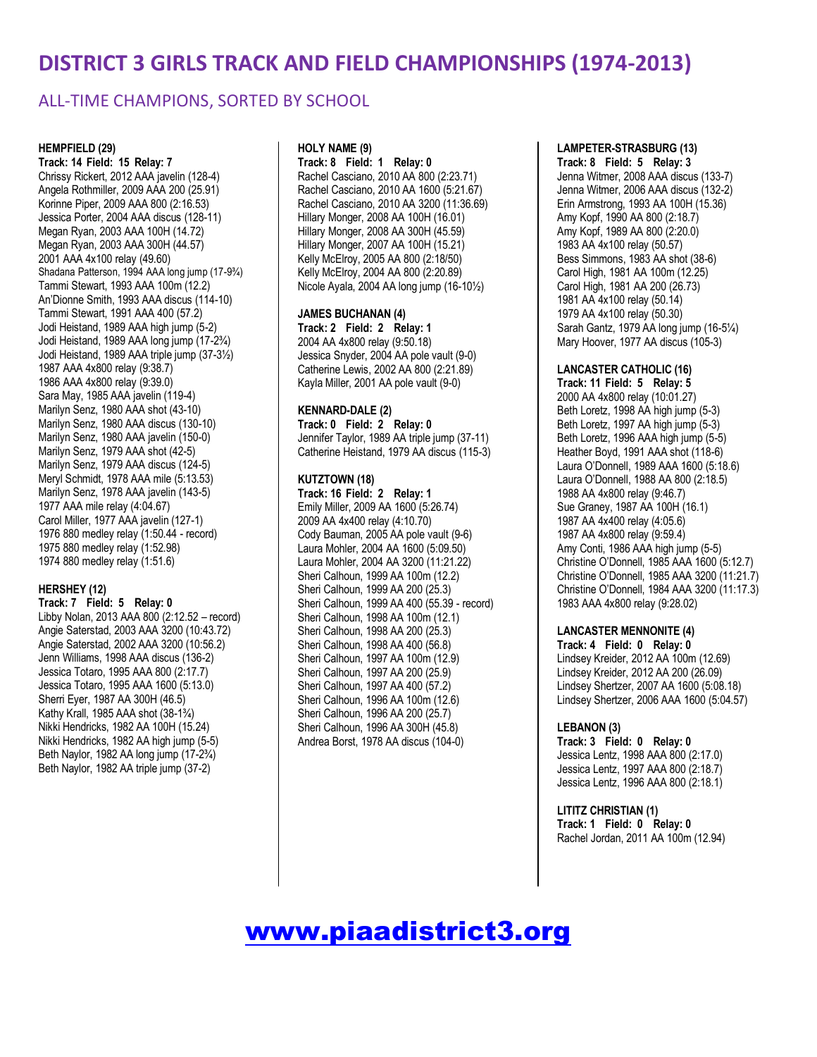# DISTRICT 3 GIRLS TRACK AND FIELD CHAMPIONSHIPS (1974-2013)

## ALL-TIME CHAMPIONS, SORTED BY SCHOOL

**HEMPFIELD (29)**
**Track: 14 Field: 15 Relay: 7**
Chrissy Rickert, 2012 AAA javelin (128-4)
Angela Rothmiller, 2009 AAA 200 (25.91)
Korinne Piper, 2009 AAA 800 (2:16.53)
Jessica Porter, 2004 AAA discus (128-11)
Megan Ryan, 2003 AAA 100H (14.72)
Megan Ryan, 2003 AAA 300H (44.57)
2001 AAA 4x100 relay (49.60)
Shadana Patterson, 1994 AAA long jump (17-9¾)
Tammi Stewart, 1993 AAA 100m (12.2)
An'Dionne Smith, 1993 AAA discus (114-10)
Tammi Stewart, 1991 AAA 400 (57.2)
Jodi Heistand, 1989 AAA high jump (5-2)
Jodi Heistand, 1989 AAA long jump (17-2¾)
Jodi Heistand, 1989 AAA triple jump (37-3½)
1987 AAA 4x800 relay (9:38.7)
1986 AAA 4x800 relay (9:39.0)
Sara May, 1985 AAA javelin (119-4)
Marilyn Senz, 1980 AAA shot (43-10)
Marilyn Senz, 1980 AAA discus (130-10)
Marilyn Senz, 1980 AAA javelin (150-0)
Marilyn Senz, 1979 AAA shot (42-5)
Marilyn Senz, 1979 AAA discus (124-5)
Meryl Schmidt, 1978 AAA mile (5:13.53)
Marilyn Senz, 1978 AAA javelin (143-5)
1977 AAA mile relay (4:04.67)
Carol Miller, 1977 AAA javelin (127-1)
1976 880 medley relay (1:50.44 - record)
1975 880 medley relay (1:52.98)
1974 880 medley relay (1:51.6)

**HERSHEY (12)**
**Track: 7 Field: 5 Relay: 0**
Libby Nolan, 2013 AAA 800 (2:12.52 – record)
Angie Saterstad, 2003 AAA 3200 (10:43.72)
Angie Saterstad, 2002 AAA 3200 (10:56.2)
Jenn Williams, 1998 AAA discus (136-2)
Jessica Totaro, 1995 AAA 800 (2:17.7)
Jessica Totaro, 1995 AAA 1600 (5:13.0)
Sherri Eyer, 1987 AA 300H (46.5)
Kathy Krall, 1985 AAA shot (38-1¾)
Nikki Hendricks, 1982 AA 100H (15.24)
Nikki Hendricks, 1982 AA high jump (5-5)
Beth Naylor, 1982 AA long jump (17-2¾)
Beth Naylor, 1982 AA triple jump (37-2)

**HOLY NAME (9)**
**Track: 8 Field: 1 Relay: 0**
Rachel Casciano, 2010 AA 800 (2:23.71)
Rachel Casciano, 2010 AA 1600 (5:21.67)
Rachel Casciano, 2010 AA 3200 (11:36.69)
Hillary Monger, 2008 AA 100H (16.01)
Hillary Monger, 2008 AA 300H (45.59)
Hillary Monger, 2007 AA 100H (15.21)
Kelly McElroy, 2005 AA 800 (2:18/50)
Kelly McElroy, 2004 AA 800 (2:20.89)
Nicole Ayala, 2004 AA long jump (16-10½)

**JAMES BUCHANAN (4)**
**Track: 2 Field: 2 Relay: 1**
2004 AA 4x800 relay (9:50.18)
Jessica Snyder, 2004 AA pole vault (9-0)
Catherine Lewis, 2002 AA 800 (2:21.89)
Kayla Miller, 2001 AA pole vault (9-0)

**KENNARD-DALE (2)**
**Track: 0 Field: 2 Relay: 0**
Jennifer Taylor, 1989 AA triple jump (37-11)
Catherine Heistand, 1979 AA discus (115-3)

**KUTZTOWN (18)**
**Track: 16 Field: 2 Relay: 1**
Emily Miller, 2009 AA 1600 (5:26.74)
2009 AA 4x400 relay (4:10.70)
Cody Bauman, 2005 AA pole vault (9-6)
Laura Mohler, 2004 AA 1600 (5:09.50)
Laura Mohler, 2004 AA 3200 (11:21.22)
Sheri Calhoun, 1999 AA 100m (12.2)
Sheri Calhoun, 1999 AA 200 (25.3)
Sheri Calhoun, 1999 AA 400 (55.39 - record)
Sheri Calhoun, 1998 AA 100m (12.1)
Sheri Calhoun, 1998 AA 200 (25.3)
Sheri Calhoun, 1998 AA 400 (56.8)
Sheri Calhoun, 1997 AA 100m (12.9)
Sheri Calhoun, 1997 AA 200 (25.9)
Sheri Calhoun, 1997 AA 400 (57.2)
Sheri Calhoun, 1996 AA 100m (12.6)
Sheri Calhoun, 1996 AA 200 (25.7)
Sheri Calhoun, 1996 AA 300H (45.8)
Andrea Borst, 1978 AA discus (104-0)

**LAMPETER-STRASBURG (13)**
**Track: 8 Field: 5 Relay: 3**
Jenna Witmer, 2008 AAA discus (133-7)
Jenna Witmer, 2006 AAA discus (132-2)
Erin Armstrong, 1993 AA 100H (15.36)
Amy Kopf, 1990 AA 800 (2:18.7)
Amy Kopf, 1989 AA 800 (2:20.0)
1983 AA 4x100 relay (50.57)
Bess Simmons, 1983 AA shot (38-6)
Carol High, 1981 AA 100m (12.25)
Carol High, 1981 AA 200 (26.73)
1981 AA 4x100 relay (50.14)
1979 AA 4x100 relay (50.30)
Sarah Gantz, 1979 AA long jump (16-5¼)
Mary Hoover, 1977 AA discus (105-3)

**LANCASTER CATHOLIC (16)**
**Track: 11 Field: 5 Relay: 5**
2000 AA 4x800 relay (10:01.27)
Beth Loretz, 1998 AA high jump (5-3)
Beth Loretz, 1997 AA high jump (5-3)
Beth Loretz, 1996 AAA high jump (5-5)
Heather Boyd, 1991 AAA shot (118-6)
Laura O'Donnell, 1989 AAA 1600 (5:18.6)
Laura O'Donnell, 1988 AA 800 (2:18.5)
1988 AA 4x800 relay (9:46.7)
Sue Graney, 1987 AA 100H (16.1)
1987 AA 4x400 relay (4:05.6)
1987 AA 4x800 relay (9:59.4)
Amy Conti, 1986 AAA high jump (5-5)
Christine O'Donnell, 1985 AAA 1600 (5:12.7)
Christine O'Donnell, 1985 AAA 3200 (11:21.7)
Christine O'Donnell, 1984 AAA 3200 (11:17.3)
1983 AAA 4x800 relay (9:28.02)

**LANCASTER MENNONITE (4)**
**Track: 4 Field: 0 Relay: 0**
Lindsey Kreider, 2012 AA 100m (12.69)
Lindsey Kreider, 2012 AA 200 (26.09)
Lindsey Shertzer, 2007 AA 1600 (5:08.18)
Lindsey Shertzer, 2006 AAA 1600 (5:04.57)

**LEBANON (3)**
**Track: 3 Field: 0 Relay: 0**
Jessica Lentz, 1998 AAA 800 (2:17.0)
Jessica Lentz, 1997 AAA 800 (2:18.7)
Jessica Lentz, 1996 AAA 800 (2:18.1)

**LITITZ CHRISTIAN (1)**
**Track: 1 Field: 0 Relay: 0**
Rachel Jordan, 2011 AA 100m (12.94)

www.piaadistrict3.org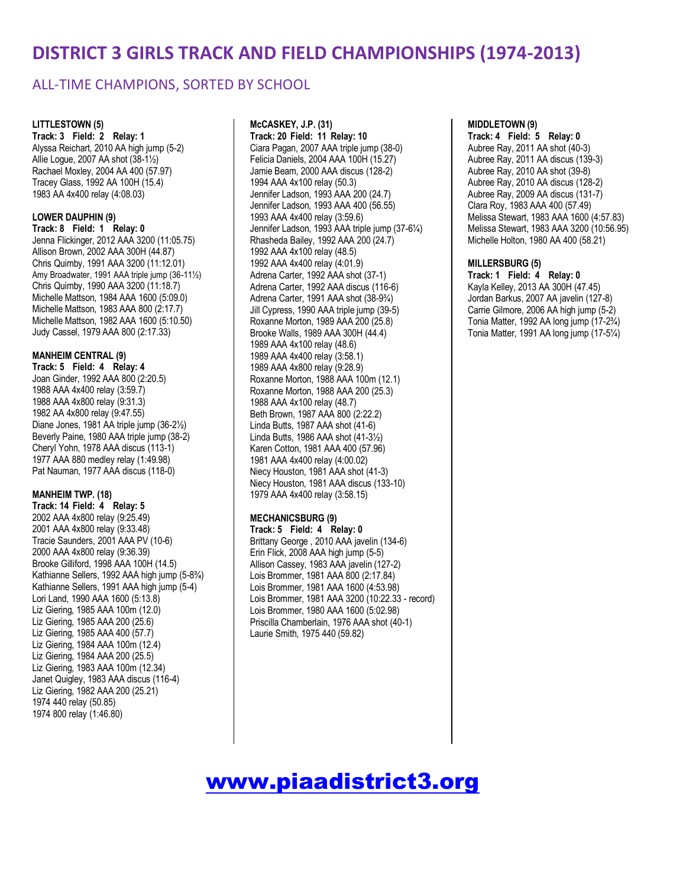# DISTRICT 3 GIRLS TRACK AND FIELD CHAMPIONSHIPS (1974-2013)

## ALL-TIME CHAMPIONS, SORTED BY SCHOOL

**LITTLESTOWN (5)**
**Track: 3 Field: 2 Relay: 1**
Alyssa Reichart, 2010 AA high jump (5-2)
Allie Logue, 2007 AA shot (38-1½)
Rachael Moxley, 2004 AA 400 (57.97)
Tracey Glass, 1992 AA 100H (15.4)
1983 AA 4x400 relay (4:08.03)

**LOWER DAUPHIN (9)**
**Track: 8 Field: 1 Relay: 0**
Jenna Flickinger, 2012 AAA 3200 (11:05.75)
Allison Brown, 2002 AAA 300H (44.87)
Chris Quimby, 1991 AAA 3200 (11:12.01)
Amy Broadwater, 1991 AAA triple jump (36-11½)
Chris Quimby, 1990 AAA 3200 (11:18.7)
Michelle Mattson, 1984 AAA 1600 (5:09.0)
Michelle Mattson, 1983 AAA 800 (2:17.7)
Michelle Mattson, 1982 AAA 1600 (5:10.50)
Judy Cassel, 1979 AAA 800 (2:17.33)

**MANHEIM CENTRAL (9)**
**Track: 5 Field: 4 Relay: 4**
Joan Ginder, 1992 AAA 800 (2:20.5)
1988 AAA 4x400 relay (3:59.7)
1988 AAA 4x800 relay (9:31.3)
1982 AA 4x800 relay (9:47.55)
Diane Jones, 1981 AA triple jump (36-2½)
Beverly Paine, 1980 AAA triple jump (38-2)
Cheryl Yohn, 1978 AAA discus (113-1)
1977 AAA 880 medley relay (1:49.98)
Pat Nauman, 1977 AAA discus (118-0)

**MANHEIM TWP. (18)**
**Track: 14 Field: 4 Relay: 5**
2002 AAA 4x800 relay (9:25.49)
2001 AAA 4x800 relay (9:33.48)
Tracie Saunders, 2001 AAA PV (10-6)
2000 AAA 4x800 relay (9:36.39)
Brooke Gilliford, 1998 AAA 100H (14.5)
Kathianne Sellers, 1992 AAA high jump (5-8¾)
Kathianne Sellers, 1991 AAA high jump (5-4)
Lori Land, 1990 AAA 1600 (5:13.8)
Liz Giering, 1985 AAA 100m (12.0)
Liz Giering, 1985 AAA 200 (25.6)
Liz Giering, 1985 AAA 400 (57.7)
Liz Giering, 1984 AAA 100m (12.4)
Liz Giering, 1984 AAA 200 (25.5)
Liz Giering, 1983 AAA 100m (12.34)
Janet Quigley, 1983 AAA discus (116-4)
Liz Giering, 1982 AAA 200 (25.21)
1974 440 relay (50.85)
1974 800 relay (1:46.80)

**McCASKEY, J.P. (31)**
**Track: 20 Field: 11 Relay: 10**
Ciara Pagan, 2007 AAA triple jump (38-0)
Felicia Daniels, 2004 AAA 100H (15.27)
Jamie Beam, 2000 AAA discus (128-2)
1994 AAA 4x100 relay (50.3)
Jennifer Ladson, 1993 AAA 200 (24.7)
Jennifer Ladson, 1993 AAA 400 (56.55)
1993 AAA 4x400 relay (3:59.6)
Jennifer Ladson, 1993 AAA triple jump (37-6¼)
Rhasheda Bailey, 1992 AAA 200 (24.7)
1992 AAA 4x100 relay (48.5)
1992 AAA 4x400 relay (4:01.9)
Adrena Carter, 1992 AAA shot (37-1)
Adrena Carter, 1992 AAA discus (116-6)
Adrena Carter, 1991 AAA shot (38-9¾)
Jill Cypress, 1990 AAA triple jump (39-5)
Roxanne Morton, 1989 AAA 200 (25.8)
Brooke Walls, 1989 AAA 300H (44.4)
1989 AAA 4x100 relay (48.6)
1989 AAA 4x400 relay (3:58.1)
1989 AAA 4x800 relay (9:28.9)
Roxanne Morton, 1988 AAA 100m (12.1)
Roxanne Morton, 1988 AAA 200 (25.3)
1988 AAA 4x100 relay (48.7)
Beth Brown, 1987 AAA 800 (2:22.2)
Linda Butts, 1987 AAA shot (41-6)
Linda Butts, 1986 AAA shot (41-3½)
Karen Cotton, 1981 AAA 400 (57.96)
1981 AAA 4x400 relay (4:00.02)
Niecy Houston, 1981 AAA shot (41-3)
Niecy Houston, 1981 AAA discus (133-10)
1979 AAA 4x400 relay (3:58.15)

**MECHANICSBURG (9)**
**Track: 5 Field: 4 Relay: 0**
Brittany George , 2010 AAA javelin (134-6)
Erin Flick, 2008 AAA high jump (5-5)
Allison Cassey, 1983 AAA javelin (127-2)
Lois Brommer, 1981 AAA 800 (2:17.84)
Lois Brommer, 1981 AAA 1600 (4:53.98)
Lois Brommer, 1981 AAA 3200 (10:22.33 - record)
Lois Brommer, 1980 AAA 1600 (5:02.98)
Priscilla Chamberlain, 1976 AAA shot (40-1)
Laurie Smith, 1975 440 (59.82)

**MIDDLETOWN (9)**
**Track: 4 Field: 5 Relay: 0**
Aubree Ray, 2011 AA shot (40-3)
Aubree Ray, 2011 AA discus (139-3)
Aubree Ray, 2010 AA shot (39-8)
Aubree Ray, 2010 AA discus (128-2)
Aubree Ray, 2009 AA discus (131-7)
Clara Roy, 1983 AAA 400 (57.49)
Melissa Stewart, 1983 AAA 1600 (4:57.83)
Melissa Stewart, 1983 AAA 3200 (10:56.95)
Michelle Holton, 1980 AA 400 (58.21)

**MILLERSBURG (5)**
**Track: 1 Field: 4 Relay: 0**
Kayla Kelley, 2013 AA 300H (47.45)
Jordan Barkus, 2007 AA javelin (127-8)
Carrie Gilmore, 2006 AA high jump (5-2)
Tonia Matter, 1992 AA long jump (17-2¾)
Tonia Matter, 1991 AA long jump (17-5¼)

**www.piaadistrict3.org**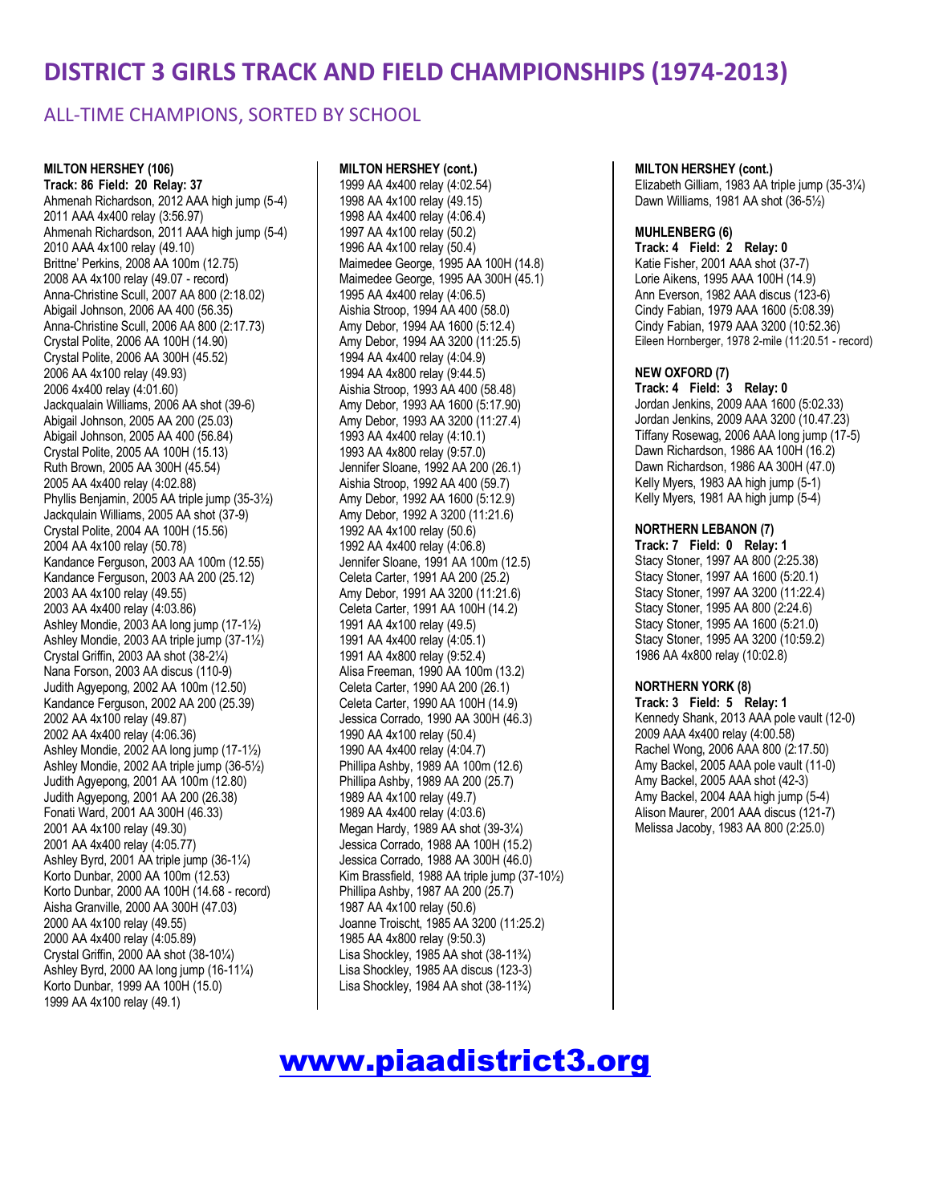# DISTRICT 3 GIRLS TRACK AND FIELD CHAMPIONSHIPS (1974-2013)

## ALL-TIME CHAMPIONS, SORTED BY SCHOOL

**MILTON HERSHEY (106)**
**Track: 86 Field: 20 Relay: 37**
Ahmenah Richardson, 2012 AAA high jump (5-4)
2011 AAA 4x400 relay (3:56.97)
Ahmenah Richardson, 2011 AAA high jump (5-4)
2010 AAA 4x100 relay (49.10)
Brittne' Perkins, 2008 AA 100m (12.75)
2008 AA 4x100 relay (49.07 - record)
Anna-Christine Scull, 2007 AA 800 (2:18.02)
Abigail Johnson, 2006 AA 400 (56.35)
Anna-Christine Scull, 2006 AA 800 (2:17.73)
Crystal Polite, 2006 AA 100H (14.90)
Crystal Polite, 2006 AA 300H (45.52)
2006 AA 4x100 relay (49.93)
2006 4x400 relay (4:01.60)
Jackqualain Williams, 2006 AA shot (39-6)
Abigail Johnson, 2005 AA 200 (25.03)
Abigail Johnson, 2005 AA 400 (56.84)
Crystal Polite, 2005 AA 100H (15.13)
Ruth Brown, 2005 AA 300H (45.54)
2005 AA 4x400 relay (4:02.88)
Phyllis Benjamin, 2005 AA triple jump (35-3½)
Jackqulain Williams, 2005 AA shot (37-9)
Crystal Polite, 2004 AA 100H (15.56)
2004 AA 4x100 relay (50.78)
Kandance Ferguson, 2003 AA 100m (12.55)
Kandance Ferguson, 2003 AA 200 (25.12)
2003 AA 4x100 relay (49.55)
2003 AA 4x400 relay (4:03.86)
Ashley Mondie, 2003 AA long jump (17-1½)
Ashley Mondie, 2003 AA triple jump (37-1½)
Crystal Griffin, 2003 AA shot (38-2¼)
Nana Forson, 2003 AA discus (110-9)
Judith Agyepong, 2002 AA 100m (12.50)
Kandance Ferguson, 2002 AA 200 (25.39)
2002 AA 4x100 relay (49.87)
2002 AA 4x400 relay (4:06.36)
Ashley Mondie, 2002 AA long jump (17-1½)
Ashley Mondie, 2002 AA triple jump (36-5½)
Judith Agyepong, 2001 AA 100m (12.80)
Judith Agyepong, 2001 AA 200 (26.38)
Fonati Ward, 2001 AA 300H (46.33)
2001 AA 4x100 relay (49.30)
2001 AA 4x400 relay (4:05.77)
Ashley Byrd, 2001 AAA triple jump (36-1¼)
Korto Dunbar, 2000 AA 100m (12.53)
Korto Dunbar, 2000 AA 100H (14.68 - record)
Aisha Granville, 2000 AA 300H (47.03)
2000 AA 4x100 relay (49.55)
2000 AA 4x400 relay (4:05.89)
Crystal Griffin, 2000 AA shot (38-10¼)
Ashley Byrd, 2000 AA long jump (16-11¼)
Korto Dunbar, 1999 AA 100H (15.0)
1999 AA 4x100 relay (49.1)

**MILTON HERSHEY (cont.)**
1999 AA 4x400 relay (4:02.54)
1998 AA 4x100 relay (49.15)
1998 AA 4x400 relay (4:06.4)
1997 AA 4x100 relay (50.2)
1996 AA 4x100 relay (50.4)
Maimedee George, 1995 AA 100H (14.8)
Maimedee George, 1995 AA 300H (45.1)
1995 AA 4x400 relay (4:06.5)
Aishia Stroop, 1994 AA 400 (58.0)
Amy Debor, 1994 AA 1600 (5:12.4)
Amy Debor, 1994 AA 3200 (11:25.5)
1994 AA 4x400 relay (4:04.9)
1994 AA 4x800 relay (9:44.5)
Aishia Stroop, 1993 AA 400 (58.48)
Amy Debor, 1993 AA 1600 (5:17.90)
Amy Debor, 1993 AA 3200 (11:27.4)
1993 AA 4x400 relay (4:10.1)
1993 AA 4x800 relay (9:57.0)
Jennifer Sloane, 1992 AA 200 (26.1)
Aishia Stroop, 1992 AA 400 (59.7)
Amy Debor, 1992 AA 1600 (5:12.9)
Amy Debor, 1992 A 3200 (11:21.6)
1992 AA 4x100 relay (50.6)
1992 AA 4x400 relay (4:06.8)
Jennifer Sloane, 1991 AA 100m (12.5)
Celeta Carter, 1991 AA 200 (25.2)
Amy Debor, 1991 AA 3200 (11:21.6)
Celeta Carter, 1991 AA 100H (14.2)
1991 AA 4x100 relay (49.5)
1991 AA 4x400 relay (4:05.1)
1991 AA 4x800 relay (9:52.4)
Alisa Freeman, 1990 AA 100m (13.2)
Celeta Carter, 1990 AA 200 (26.1)
Celeta Carter, 1990 AA 100H (14.9)
Jessica Corrado, 1990 AA 300H (46.3)
1990 AA 4x100 relay (50.4)
1990 AA 4x400 relay (4:04.7)
Phillipa Ashby, 1989 AA 100m (12.6)
Phillipa Ashby, 1989 AA 200 (25.7)
1989 AA 4x100 relay (49.7)
1989 AA 4x400 relay (4:03.6)
Megan Hardy, 1989 AA shot (39-3¼)
Jessica Corrado, 1988 AA 100H (15.2)
Jessica Corrado, 1988 AA 300H (46.0)
Kim Brassfield, 1988 AA triple jump (37-10½)
Phillipa Ashby, 1987 AA 200 (25.7)
1987 AA 4x100 relay (50.6)
Joanne Troischt, 1985 AA 3200 (11:25.2)
1985 AA 4x800 relay (9:50.3)
Lisa Shockley, 1985 AA shot (38-11¾)
Lisa Shockley, 1985 AA discus (123-3)
Lisa Shockley, 1984 AA shot (38-11¾)

**MILTON HERSHEY (cont.)**
Elizabeth Gilliam, 1983 AA triple jump (35-3¼)
Dawn Williams, 1981 AA shot (36-5½)

**MUHLENBERG (6)**
**Track: 4 Field: 2 Relay: 0**
Katie Fisher, 2001 AAA shot (37-7)
Lorie Aikens, 1995 AAA 100H (14.9)
Ann Everson, 1982 AAA discus (123-6)
Cindy Fabian, 1979 AAA 1600 (5:08.39)
Cindy Fabian, 1979 AAA 3200 (10:52.36)
Eileen Hornberger, 1978 2-mile (11:20.51 - record)

**NEW OXFORD (7)**
**Track: 4 Field: 3 Relay: 0**
Jordan Jenkins, 2009 AAA 1600 (5:02.33)
Jordan Jenkins, 2009 AAA 3200 (10.47.23)
Tiffany Rosewag, 2006 AAA long jump (17-5)
Dawn Richardson, 1986 AA 100H (16.2)
Dawn Richardson, 1986 AA 300H (47.0)
Kelly Myers, 1983 AA high jump (5-1)
Kelly Myers, 1981 AA high jump (5-4)

**NORTHERN LEBANON (7)**
**Track: 7 Field: 0 Relay: 1**
Stacy Stoner, 1997 AA 800 (2:25.38)
Stacy Stoner, 1997 AA 1600 (5:20.1)
Stacy Stoner, 1997 AA 3200 (11:22.4)
Stacy Stoner, 1995 AA 800 (2:24.6)
Stacy Stoner, 1995 AA 1600 (5:21.0)
Stacy Stoner, 1995 AA 3200 (10:59.2)
1986 AA 4x800 relay (10:02.8)

**NORTHERN YORK (8)**
**Track: 3 Field: 5 Relay: 1**
Kennedy Shank, 2013 AAA pole vault (12-0)
2009 AAA 4x400 relay (4:00.58)
Rachel Wong, 2006 AAA 800 (2:17.50)
Amy Backel, 2005 AAA pole vault (11-0)
Amy Backel, 2005 AAA shot (42-3)
Amy Backel, 2004 AAA high jump (5-4)
Alison Maurer, 2001 AAA discus (121-7)
Melissa Jacoby, 1983 AA 800 (2:25.0)

www.piaadistrict3.org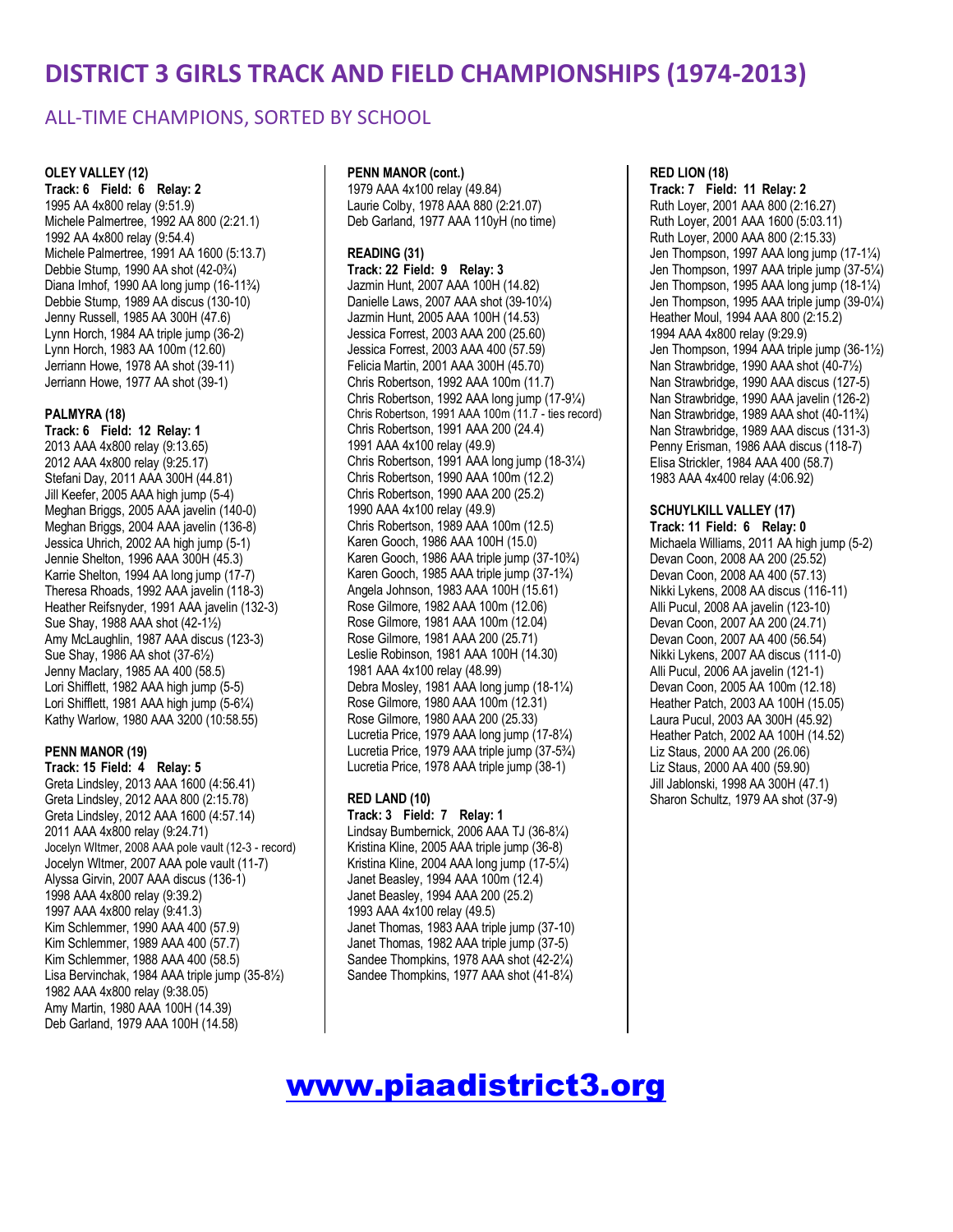# DISTRICT 3 GIRLS TRACK AND FIELD CHAMPIONSHIPS (1974-2013)

## ALL-TIME CHAMPIONS, SORTED BY SCHOOL

**OLEY VALLEY (12)**
**Track: 6 Field: 6 Relay: 2**
1995 AA 4x800 relay (9:51.9)
Michele Palmertree, 1992 AA 800 (2:21.1)
1992 AA 4x800 relay (9:54.4)
Michele Palmertree, 1991 AA 1600 (5:13.7)
Debbie Stump, 1990 AA shot (42-0¾)
Diana Imhof, 1990 AA long jump (16-11¾)
Debbie Stump, 1989 AA discus (130-10)
Jenny Russell, 1985 AA 300H (47.6)
Lynn Horch, 1984 AA triple jump (36-2)
Lynn Horch, 1983 AA 100m (12.60)
Jerriann Howe, 1978 AA shot (39-11)
Jerriann Howe, 1977 AA shot (39-1)

**PALMYRA (18)**
**Track: 6 Field: 12 Relay: 1**
2013 AAA 4x800 relay (9:13.65)
2012 AAA 4x800 relay (9:25.17)
Stefani Day, 2011 AAA 300H (44.81)
Jill Keefer, 2005 AAA high jump (5-4)
Meghan Briggs, 2005 AAA javelin (140-0)
Meghan Briggs, 2004 AAA javelin (136-8)
Jessica Uhrich, 2002 AA high jump (5-1)
Jennie Shelton, 1996 AAA 300H (45.3)
Karrie Shelton, 1994 AA long jump (17-7)
Theresa Rhoads, 1992 AAA javelin (118-3)
Heather Reifsnyder, 1991 AAA javelin (132-3)
Sue Shay, 1988 AAA shot (42-1½)
Amy McLaughlin, 1987 AAA discus (123-3)
Sue Shay, 1986 AA shot (37-6½)
Jenny Maclary, 1985 AA 400 (58.5)
Lori Shifflett, 1982 AAA high jump (5-5)
Lori Shifflett, 1981 AAA high jump (5-6¼)
Kathy Warlow, 1980 AAA 3200 (10:58.55)

**PENN MANOR (19)**
**Track: 15 Field: 4 Relay: 5**
Greta Lindsley, 2013 AAA 1600 (4:56.41)
Greta Lindsley, 2012 AAA 800 (2:15.78)
Greta Lindsley, 2012 AAA 1600 (4:57.14)
2011 AAA 4x800 relay (9:24.71)
Jocelyn WItmer, 2008 AAA pole vault (12-3 - record)
Jocelyn WItmer, 2007 AAA pole vault (11-7)
Alyssa Girvin, 2007 AAA discus (136-1)
1998 AAA 4x800 relay (9:39.2)
1997 AAA 4x800 relay (9:41.3)
Kim Schlemmer, 1990 AAA 400 (57.9)
Kim Schlemmer, 1989 AAA 400 (57.7)
Kim Schlemmer, 1988 AAA 400 (58.5)
Lisa Bervinchak, 1984 AAA triple jump (35-8½)
1982 AAA 4x800 relay (9:38.05)
Amy Martin, 1980 AAA 100H (14.39)
Deb Garland, 1979 AAA 100H (14.58)

**PENN MANOR (cont.)**
1979 AAA 4x100 relay (49.84)
Laurie Colby, 1978 AAA 880 (2:21.07)
Deb Garland, 1977 AAA 110yH (no time)

**READING (31)**
**Track: 22 Field: 9 Relay: 3**
Jazmin Hunt, 2007 AAA 100H (14.82)
Danielle Laws, 2007 AAA shot (39-10¼)
Jazmin Hunt, 2005 AAA 100H (14.53)
Jessica Forrest, 2003 AAA 200 (25.60)
Jessica Forrest, 2003 AAA 400 (57.59)
Felicia Martin, 2001 AAA 300H (45.70)
Chris Robertson, 1992 AAA 100m (11.7)
Chris Robertson, 1992 AAA long jump (17-9¼)
Chris Robertson, 1991 AAA 100m (11.7 - ties record)
Chris Robertson, 1991 AAA 200 (24.4)
1991 AAA 4x100 relay (49.9)
Chris Robertson, 1991 AAA long jump (18-3¼)
Chris Robertson, 1990 AAA 100m (12.2)
Chris Robertson, 1990 AAA 200 (25.2)
1990 AAA 4x100 relay (49.9)
Chris Robertson, 1989 AAA 100m (12.5)
Karen Gooch, 1986 AAA 100H (15.0)
Karen Gooch, 1986 AAA triple jump (37-10¾)
Karen Gooch, 1985 AAA triple jump (37-1¾)
Angela Johnson, 1983 AAA 100H (15.61)
Rose Gilmore, 1982 AAA 100m (12.06)
Rose Gilmore, 1981 AAA 100m (12.04)
Rose Gilmore, 1981 AAA 200 (25.71)
Leslie Robinson, 1981 AAA 100H (14.30)
1981 AAA 4x100 relay (48.99)
Debra Mosley, 1981 AAA long jump (18-1¼)
Rose Gilmore, 1980 AAA 100m (12.31)
Rose Gilmore, 1980 AAA 200 (25.33)
Lucretia Price, 1979 AAA long jump (17-8¼)
Lucretia Price, 1979 AAA triple jump (37-5¾)
Lucretia Price, 1978 AAA triple jump (38-1)

**RED LAND (10)**
**Track: 3 Field: 7 Relay: 1**
Lindsay Bumbernick, 2006 AAA TJ (36-8¼)
Kristina Kline, 2005 AAA triple jump (36-8)
Kristina Kline, 2004 AAA long jump (17-5¼)
Janet Beasley, 1994 AAA 100m (12.4)
Janet Beasley, 1994 AAA 200 (25.2)
1993 AAA 4x100 relay (49.5)
Janet Thomas, 1983 AAA triple jump (37-10)
Janet Thomas, 1982 AAA triple jump (37-5)
Sandee Thompkins, 1978 AAA shot (42-2¼)
Sandee Thompkins, 1977 AAA shot (41-8¼)

**RED LION (18)**
**Track: 7 Field: 11 Relay: 2**
Ruth Loyer, 2001 AAA 800 (2:16.27)
Ruth Loyer, 2001 AAA 1600 (5:03.11)
Ruth Loyer, 2000 AAA 800 (2:15.33)
Jen Thompson, 1997 AAA long jump (17-1¼)
Jen Thompson, 1997 AAA triple jump (37-5¼)
Jen Thompson, 1995 AAA long jump (18-1¼)
Jen Thompson, 1995 AAA triple jump (39-0¼)
Heather Moul, 1994 AAA 800 (2:15.2)
1994 AAA 4x800 relay (9:29.9)
Jen Thompson, 1994 AAA triple jump (36-1½)
Nan Strawbridge, 1990 AAA shot (40-7½)
Nan Strawbridge, 1990 AAA discus (127-5)
Nan Strawbridge, 1990 AAA javelin (126-2)
Nan Strawbridge, 1989 AAA shot (40-11¾)
Nan Strawbridge, 1989 AAA discus (131-3)
Penny Erisman, 1986 AAA discus (118-7)
Elisa Strickler, 1984 AAA 400 (58.7)
1983 AAA 4x400 relay (4:06.92)

**SCHUYLKILL VALLEY (17)**
**Track: 11 Field: 6 Relay: 0**
Michaela Williams, 2011 AA high jump (5-2)
Devan Coon, 2008 AA 200 (25.52)
Devan Coon, 2008 AA 400 (57.13)
Nikki Lykens, 2008 AA discus (116-11)
Alli Pucul, 2008 AA javelin (123-10)
Devan Coon, 2007 AA 200 (24.71)
Devan Coon, 2007 AA 400 (56.54)
Nikki Lykens, 2007 AA discus (111-0)
Alli Pucul, 2006 AA javelin (121-1)
Devan Coon, 2005 AA 100m (12.18)
Heather Patch, 2003 AA 100H (15.05)
Laura Pucul, 2003 AA 300H (45.92)
Heather Patch, 2002 AA 100H (14.52)
Liz Staus, 2000 AA 200 (26.06)
Liz Staus, 2000 AA 400 (59.90)
Jill Jablonski, 1998 AA 300H (47.1)
Sharon Schultz, 1979 AA shot (37-9)

www.piaadistrict3.org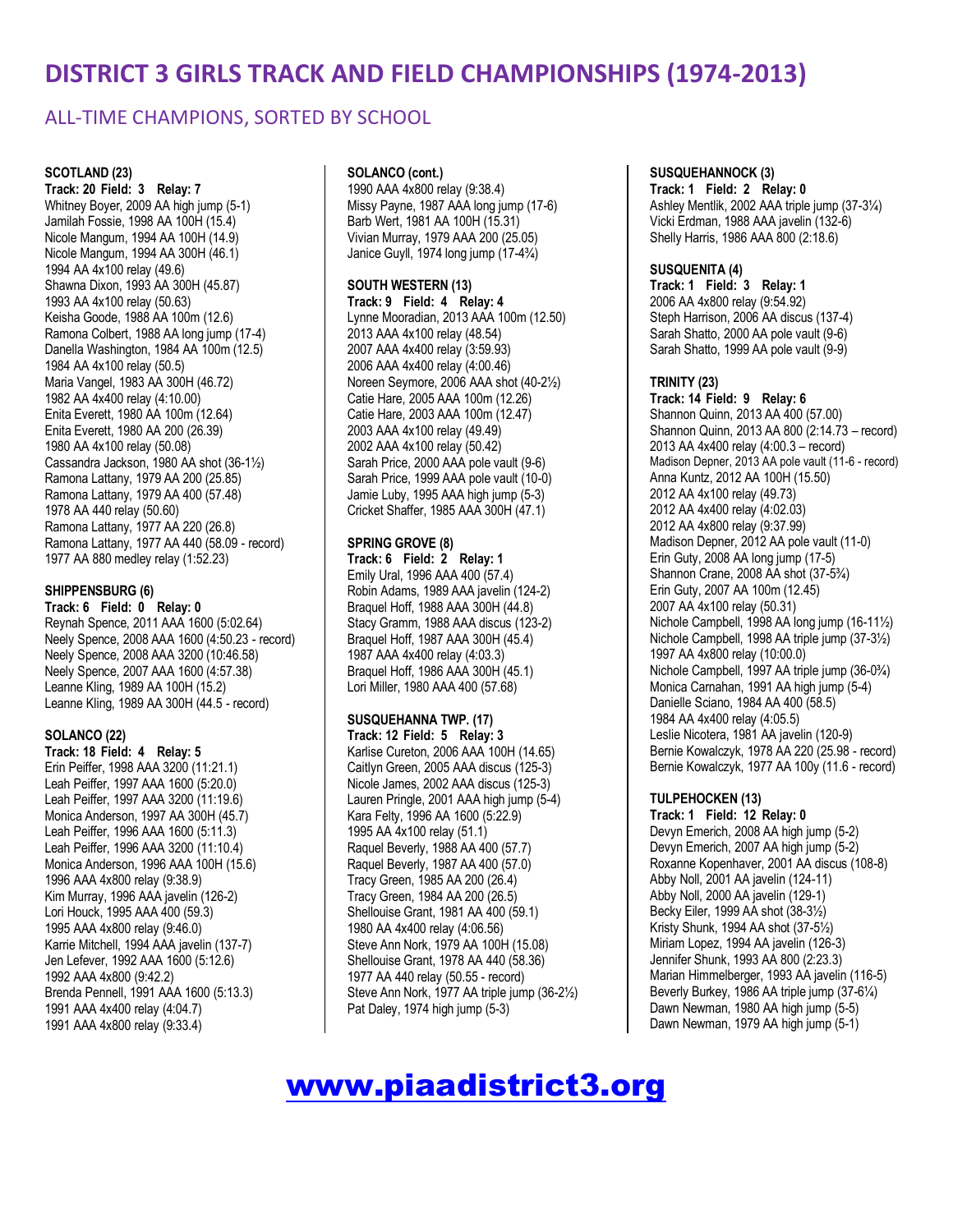# DISTRICT 3 GIRLS TRACK AND FIELD CHAMPIONSHIPS (1974-2013)

## ALL-TIME CHAMPIONS, SORTED BY SCHOOL

**SCOTLAND (23)**
**Track: 20 Field: 3 Relay: 7**
Whitney Boyer, 2009 AA high jump (5-1)
Jamilah Fossie, 1998 AA 100H (15.4)
Nicole Mangum, 1994 AA 100H (14.9)
Nicole Mangum, 1994 AA 300H (46.1)
1994 AA 4x100 relay (49.6)
Shawna Dixon, 1993 AA 300H (45.87)
1993 AA 4x100 relay (50.63)
Keisha Goode, 1988 AA 100m (12.6)
Ramona Colbert, 1988 AA long jump (17-4)
Danella Washington, 1984 AA 100m (12.5)
1984 AA 4x100 relay (50.5)
Maria Vangel, 1983 AA 300H (46.72)
1982 AA 4x400 relay (4:10.00)
Enita Everett, 1980 AA 100m (12.64)
Enita Everett, 1980 AA 200 (26.39)
1980 AA 4x100 relay (50.08)
Cassandra Jackson, 1980 AA shot (36-1½)
Ramona Lattany, 1979 AA 200 (25.85)
Ramona Lattany, 1979 AA 400 (57.48)
1978 AA 440 relay (50.60)
Ramona Lattany, 1977 AA 220 (26.8)
Ramona Lattany, 1977 AA 440 (58.09 - record)
1977 AA 880 medley relay (1:52.23)

**SHIPPENSBURG (6)**
**Track: 6 Field: 0 Relay: 0**
Reynah Spence, 2011 AAA 1600 (5:02.64)
Neely Spence, 2008 AAA 1600 (4:50.23 - record)
Neely Spence, 2008 AAA 3200 (10:46.58)
Neely Spence, 2007 AAA 1600 (4:57.38)
Leanne Kling, 1989 AA 100H (15.2)
Leanne Kling, 1989 AA 300H (44.5 - record)

**SOLANCO (22)**
**Track: 18 Field: 4 Relay: 5**
Erin Peiffer, 1998 AAA 3200 (11:21.1)
Leah Peiffer, 1997 AAA 1600 (5:20.0)
Leah Peiffer, 1997 AAA 3200 (11:19.6)
Monica Anderson, 1997 AA 300H (45.7)
Leah Peiffer, 1996 AAA 1600 (5:11.3)
Leah Peiffer, 1996 AAA 3200 (11:10.4)
Monica Anderson, 1996 AAA 100H (15.6)
1996 AAA 4x800 relay (9:38.9)
Kim Murray, 1996 AAA javelin (126-2)
Lori Houck, 1995 AAA 400 (59.3)
1995 AAA 4x800 relay (9:46.0)
Karrie Mitchell, 1994 AAA javelin (137-7)
Jen Lefever, 1992 AAA 1600 (5:12.6)
1992 AAA 4x800 (9:42.2)
Brenda Pennell, 1991 AAA 1600 (5:13.3)
1991 AAA 4x400 relay (4:04.7)
1991 AAA 4x800 relay (9:33.4)

**SOLANCO (cont.)**
1990 AAA 4x800 relay (9:38.4)
Missy Payne, 1987 AAA long jump (17-6)
Barb Wert, 1981 AA 100H (15.31)
Vivian Murray, 1979 AAA 200 (25.05)
Janice Guyll, 1974 long jump (17-4¾)

**SOUTH WESTERN (13)**
**Track: 9 Field: 4 Relay: 4**
Lynne Mooradian, 2013 AAA 100m (12.50)
2013 AAA 4x100 relay (48.54)
2007 AAA 4x400 relay (3:59.93)
2006 AAA 4x400 relay (4:00.46)
Noreen Seymore, 2006 AAA shot (40-2½)
Catie Hare, 2005 AAA 100m (12.26)
Catie Hare, 2003 AAA 100m (12.47)
2003 AAA 4x100 relay (49.49)
2002 AAA 4x100 relay (50.42)
Sarah Price, 2000 AAA pole vault (9-6)
Sarah Price, 1999 AAA pole vault (10-0)
Jamie Luby, 1995 AAA high jump (5-3)
Cricket Shaffer, 1985 AAA 300H (47.1)

**SPRING GROVE (8)**
**Track: 6 Field: 2 Relay: 1**
Emily Ural, 1996 AAA 400 (57.4)
Robin Adams, 1989 AAA javelin (124-2)
Braquel Hoff, 1988 AAA 300H (44.8)
Stacy Gramm, 1988 AAA discus (123-2)
Braquel Hoff, 1987 AAA 300H (45.4)
1987 AAA 4x400 relay (4:03.3)
Braquel Hoff, 1986 AAA 300H (45.1)
Lori Miller, 1980 AAA 400 (57.68)

**SUSQUEHANNA TWP. (17)**
**Track: 12 Field: 5 Relay: 3**
Karlise Cureton, 2006 AAA 100H (14.65)
Caitlyn Green, 2005 AAA discus (125-3)
Nicole James, 2002 AAA discus (125-3)
Lauren Pringle, 2001 AAA high jump (5-4)
Kara Felty, 1996 AA 1600 (5:22.9)
1995 AA 4x100 relay (51.1)
Raquel Beverly, 1988 AA 400 (57.7)
Raquel Beverly, 1987 AA 400 (57.0)
Tracy Green, 1985 AA 200 (26.4)
Tracy Green, 1984 AA 200 (26.5)
Shellouise Grant, 1981 AA 400 (59.1)
1980 AA 4x400 relay (4:06.56)
Steve Ann Nork, 1979 AA 100H (15.08)
Shellouise Grant, 1978 AA 440 (58.36)
1977 AA 440 relay (50.55 - record)
Steve Ann Nork, 1977 AA triple jump (36-2½)
Pat Daley, 1974 high jump (5-3)

**SUSQUEHANNOCK (3)**
**Track: 1 Field: 2 Relay: 0**
Ashley Mentlik, 2002 AAA triple jump (37-3¼)
Vicki Erdman, 1988 AAA javelin (132-6)
Shelly Harris, 1986 AAA 800 (2:18.6)

**SUSQUENITA (4)**
**Track: 1 Field: 3 Relay: 1**
2006 AA 4x800 relay (9:54.92)
Steph Harrison, 2006 AA discus (137-4)
Sarah Shatto, 2000 AA pole vault (9-6)
Sarah Shatto, 1999 AA pole vault (9-9)

**TRINITY (23)**
**Track: 14 Field: 9 Relay: 6**
Shannon Quinn, 2013 AA 400 (57.00)
Shannon Quinn, 2013 AA 800 (2:14.73 – record)
2013 AA 4x400 relay (4:00.3 – record)
Madison Depner, 2013 AA pole vault (11-6 - record)
Anna Kuntz, 2012 AA 100H (15.50)
2012 AA 4x100 relay (49.73)
2012 AA 4x400 relay (4:02.03)
2012 AA 4x800 relay (9:37.99)
Madison Depner, 2012 AA pole vault (11-0)
Erin Guty, 2008 AA long jump (17-5)
Shannon Crane, 2008 AA shot (37-5¾)
Erin Guty, 2007 AA 100m (12.45)
2007 AA 4x100 relay (50.31)
Nichole Campbell, 1998 AA long jump (16-11½)
Nichole Campbell, 1998 AA triple jump (37-3½)
1997 AA 4x800 relay (10:00.0)
Nichole Campbell, 1997 AA triple jump (36-0¾)
Monica Carnahan, 1991 AA high jump (5-4)
Danielle Sciano, 1984 AA 400 (58.5)
1984 AA 4x400 relay (4:05.5)
Leslie Nicotera, 1981 AA javelin (120-9)
Bernie Kowalczyk, 1978 AA 220 (25.98 - record)
Bernie Kowalczyk, 1977 AA 100y (11.6 - record)

**TULPEHOCKEN (13)**
**Track: 1 Field: 12 Relay: 0**
Devyn Emerich, 2008 AA high jump (5-2)
Devyn Emerich, 2007 AA high jump (5-2)
Roxanne Kopenhaver, 2001 AA discus (108-8)
Abby Noll, 2001 AA javelin (124-11)
Abby Noll, 2000 AA javelin (129-1)
Becky Eiler, 1999 AA shot (38-3½)
Kristy Shunk, 1994 AA shot (37-5½)
Miriam Lopez, 1994 AA javelin (126-3)
Jennifer Shunk, 1993 AA 800 (2:23.3)
Marian Himmelberger, 1993 AA javelin (116-5)
Beverly Burkey, 1986 AA triple jump (37-6¼)
Dawn Newman, 1980 AA high jump (5-5)
Dawn Newman, 1979 AA high jump (5-1)

www.piaadistrict3.org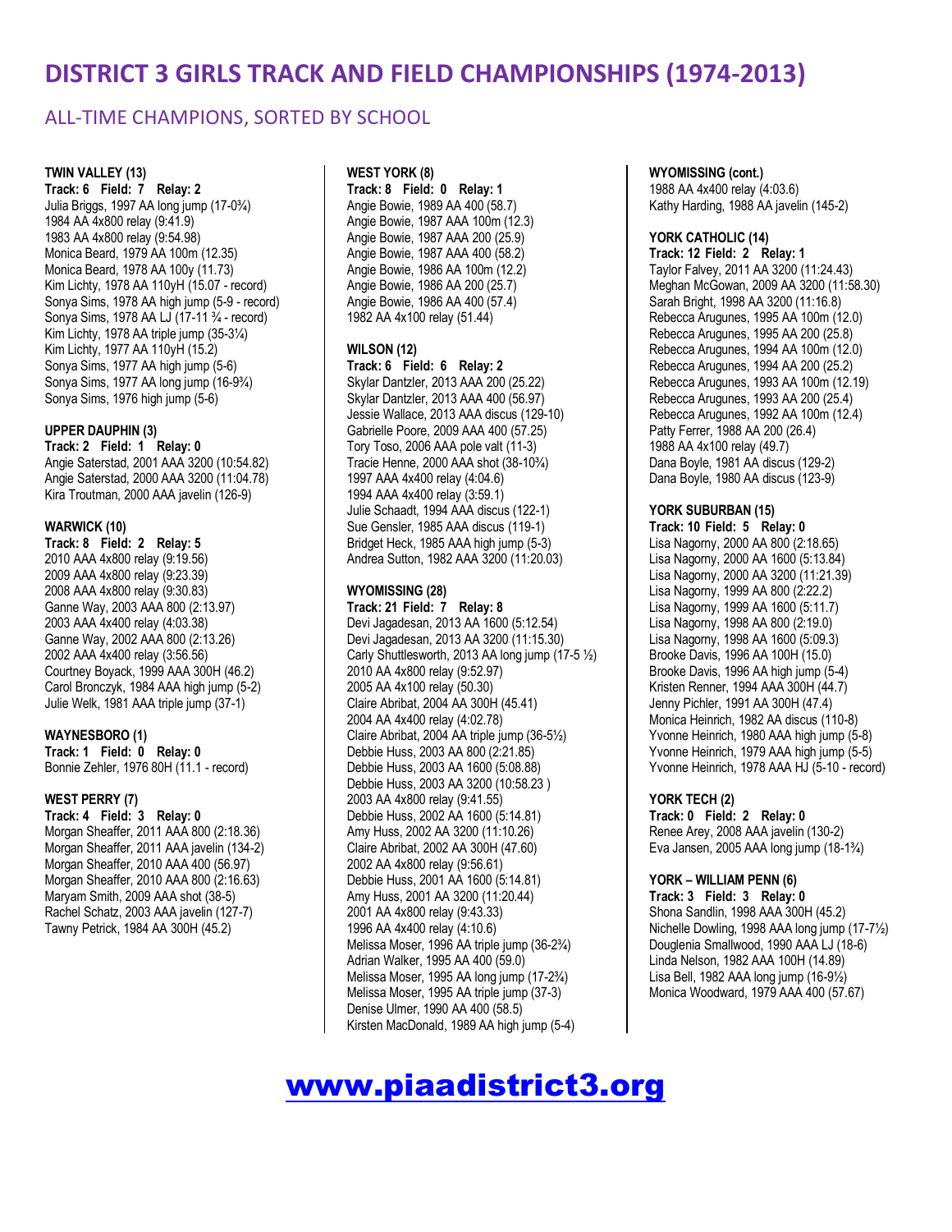# DISTRICT 3 GIRLS TRACK AND FIELD CHAMPIONSHIPS (1974-2013)

## ALL-TIME CHAMPIONS, SORTED BY SCHOOL

**TWIN VALLEY (13)**
**Track: 6 Field: 7 Relay: 2**
Julia Briggs, 1997 AA long jump (17-0¾)
1984 AA 4x800 relay (9:41.9)
1983 AA 4x800 relay (9:54.98)
Monica Beard, 1979 AA 100m (12.35)
Monica Beard, 1978 AA 100y (11.73)
Kim Lichty, 1978 AA 110yH (15.07 - record)
Sonya Sims, 1978 AA high jump (5-9 - record)
Sonya Sims, 1978 AA LJ (17-11 ¾ - record)
Kim Lichty, 1978 AA triple jump (35-3¼)
Kim Lichty, 1977 AA 110yH (15.2)
Sonya Sims, 1977 AA high jump (5-6)
Sonya Sims, 1977 AA long jump (16-9¾)
Sonya Sims, 1976 high jump (5-6)

**UPPER DAUPHIN (3)**
**Track: 2 Field: 1 Relay: 0**
Angie Saterstad, 2001 AAA 3200 (10:54.82)
Angie Saterstad, 2000 AAA 3200 (11:04.78)
Kira Troutman, 2000 AAA javelin (126-9)

**WARWICK (10)**
**Track: 8 Field: 2 Relay: 5**
2010 AAA 4x800 relay (9:19.56)
2009 AAA 4x800 relay (9:23.39)
2008 AAA 4x800 relay (9:30.83)
Ganne Way, 2003 AAA 800 (2:13.97)
2003 AAA 4x400 relay (4:03.38)
Ganne Way, 2002 AAA 800 (2:13.26)
2002 AAA 4x400 relay (3:56.56)
Courtney Boyack, 1999 AAA 300H (46.2)
Carol Bronczyk, 1984 AAA high jump (5-2)
Julie Welk, 1981 AAA triple jump (37-1)

**WAYNESBORO (1)**
**Track: 1 Field: 0 Relay: 0**
Bonnie Zehler, 1976 80H (11.1 - record)

**WEST PERRY (7)**
**Track: 4 Field: 3 Relay: 0**
Morgan Sheaffer, 2011 AAA 800 (2:18.36)
Morgan Sheaffer, 2011 AAA javelin (134-2)
Morgan Sheaffer, 2010 AAA 400 (56.97)
Morgan Sheaffer, 2010 AAA 800 (2:16.63)
Maryam Smith, 2009 AAA shot (38-5)
Rachel Schatz, 2003 AAA javelin (127-7)
Tawny Petrick, 1984 AA 300H (45.2)

**WEST YORK (8)**
**Track: 8 Field: 0 Relay: 1**
Angie Bowie, 1989 AA 400 (58.7)
Angie Bowie, 1987 AAA 100m (12.3)
Angie Bowie, 1987 AAA 200 (25.9)
Angie Bowie, 1987 AAA 400 (58.2)
Angie Bowie, 1986 AA 100m (12.2)
Angie Bowie, 1986 AA 200 (25.7)
Angie Bowie, 1986 AA 400 (57.4)
1982 AA 4x100 relay (51.44)

**WILSON (12)**
**Track: 6 Field: 6 Relay: 2**
Skylar Dantzler, 2013 AAA 200 (25.22)
Skylar Dantzler, 2013 AAA 400 (56.97)
Jessie Wallace, 2013 AAA discus (129-10)
Gabrielle Poore, 2009 AAA 400 (57.25)
Tory Toso, 2006 AAA pole valt (11-3)
Tracie Henne, 2000 AAA shot (38-10¾)
1997 AAA 4x400 relay (4:04.6)
1994 AAA 4x400 relay (3:59.1)
Julie Schaadt, 1994 AAA discus (122-1)
Sue Gensler, 1985 AAA discus (119-1)
Bridget Heck, 1985 AAA high jump (5-3)
Andrea Sutton, 1982 AAA 3200 (11:20.03)

**WYOMISSING (28)**
**Track: 21 Field: 7 Relay: 8**
Devi Jagadesan, 2013 AA 1600 (5:12.54)
Devi Jagadesan, 2013 AA 3200 (11:15.30)
Carly Shuttlesworth, 2013 AA long jump (17-5 ½)
2010 AA 4x800 relay (9:52.97)
2005 AA 4x100 relay (50.30)
Claire Abribat, 2004 AA 300H (45.41)
2004 AA 4x400 relay (4:02.78)
Claire Abribat, 2004 AA triple jump (36-5½)
Debbie Huss, 2003 AA 800 (2:21.85)
Debbie Huss, 2003 AA 1600 (5:08.88)
Debbie Huss, 2003 AA 3200 (10:58.23 )
2003 AA 4x800 relay (9:41.55)
Debbie Huss, 2002 AA 1600 (5:14.81)
Amy Huss, 2002 AA 3200 (11:10.26)
Claire Abribat, 2002 AA 300H (47.60)
2002 AA 4x800 relay (9:56.61)
Debbie Huss, 2001 AA 1600 (5:14.81)
Amy Huss, 2001 AA 3200 (11:20.44)
2001 AA 4x800 relay (9:43.33)
1996 AA 4x400 relay (4:10.6)
Melissa Moser, 1996 AA triple jump (36-2¾)
Adrian Walker, 1995 AA 400 (59.0)
Melissa Moser, 1995 AA long jump (17-2¾)
Melissa Moser, 1995 AA triple jump (37-3)
Denise Ulmer, 1990 AA 400 (58.5)
Kirsten MacDonald, 1989 AA high jump (5-4)

**WYOMISSING (cont.)**
1988 AA 4x400 relay (4:03.6)
Kathy Harding, 1988 AA javelin (145-2)

**YORK CATHOLIC (14)**
**Track: 12 Field: 2 Relay: 1**
Taylor Falvey, 2011 AA 3200 (11:24.43)
Meghan McGowan, 2009 AA 3200 (11:58.30)
Sarah Bright, 1998 AA 3200 (11:16.8)
Rebecca Arugunes, 1995 AA 100m (12.0)
Rebecca Arugunes, 1995 AA 200 (25.8)
Rebecca Arugunes, 1994 AA 100m (12.0)
Rebecca Arugunes, 1994 AA 200 (25.2)
Rebecca Arugunes, 1993 AA 100m (12.19)
Rebecca Arugunes, 1993 AA 200 (25.4)
Rebecca Arugunes, 1992 AA 100m (12.4)
Patty Ferrer, 1988 AA 200 (26.4)
1988 AA 4x100 relay (49.7)
Dana Boyle, 1981 AA discus (129-2)
Dana Boyle, 1980 AA discus (123-9)

**YORK SUBURBAN (15)**
**Track: 10 Field: 5 Relay: 0**
Lisa Nagorny, 2000 AA 800 (2:18.65)
Lisa Nagorny, 2000 AA 1600 (5:13.84)
Lisa Nagorny, 2000 AA 3200 (11:21.39)
Lisa Nagorny, 1999 AA 800 (2:22.2)
Lisa Nagorny, 1999 AA 1600 (5:11.7)
Lisa Nagorny, 1998 AA 800 (2:19.0)
Lisa Nagorny, 1998 AA 1600 (5:09.3)
Brooke Davis, 1996 AA 100H (15.0)
Brooke Davis, 1996 AA high jump (5-4)
Kristen Renner, 1994 AAA 300H (44.7)
Jenny Pichler, 1991 AA 300H (47.4)
Monica Heinrich, 1982 AA discus (110-8)
Yvonne Heinrich, 1980 AAA high jump (5-8)
Yvonne Heinrich, 1979 AAA high jump (5-5)
Yvonne Heinrich, 1978 AAA HJ (5-10 - record)

**YORK TECH (2)**
**Track: 0 Field: 2 Relay: 0**
Renee Arey, 2008 AAA javelin (130-2)
Eva Jansen, 2005 AAA long jump (18-1¾)

**YORK – WILLIAM PENN (6)**
**Track: 3 Field: 3 Relay: 0**
Shona Sandlin, 1998 AAA 300H (45.2)
Nichelle Dowling, 1998 AAA long jump (17-7½)
Douglenia Smallwood, 1990 AAA LJ (18-6)
Linda Nelson, 1982 AAA 100H (14.89)
Lisa Bell, 1982 AAA long jump (16-9½)
Monica Woodward, 1979 AAA 400 (57.67)

www.piaadistrict3.org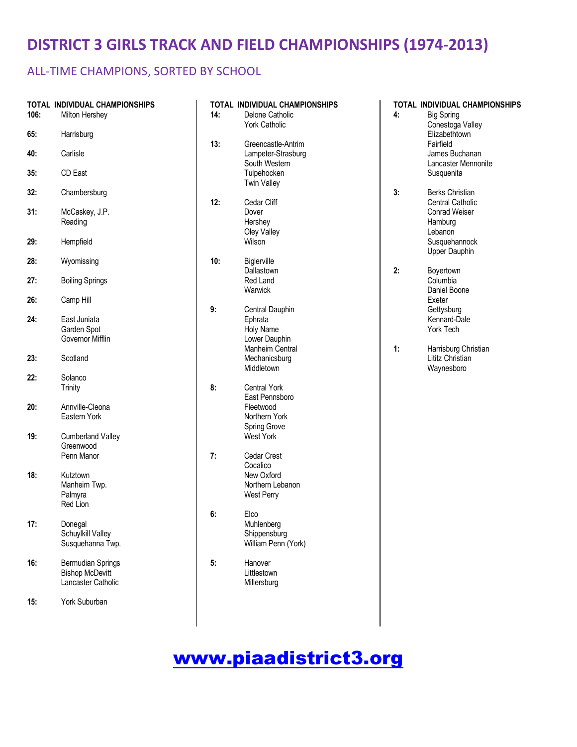# DISTRICT 3 GIRLS TRACK AND FIELD CHAMPIONSHIPS (1974-2013)

## ALL-TIME CHAMPIONS, SORTED BY SCHOOL

| TOTAL | INDIVIDUAL CHAMPIONSHIPS |
|---|---|
| 106: | Milton Hershey |
| 65: | Harrisburg |
| 40: | Carlisle |
| 35: | CD East |
| 32: | Chambersburg |
| 31: | McCaskey, J.P.<br>Reading |
| 29: | Hempfield |
| 28: | Wyomissing |
| 27: | Boiling Springs |
| 26: | Camp Hill |
| 24: | East Juniata<br>Garden Spot<br>Governor Mifflin |
| 23: | Scotland |
| 22: | Solanco<br>Trinity |
| 20: | Annville-Cleona<br>Eastern York |
| 19: | Cumberland Valley<br>Greenwood<br>Penn Manor |
| 18: | Kutztown<br>Manheim Twp.<br>Palmyra<br>Red Lion |
| 17: | Donegal<br>Schuylkill Valley<br>Susquehanna Twp. |
| 16: | Bermudian Springs<br>Bishop McDevitt<br>Lancaster Catholic |
| 15: | York Suburban |

| TOTAL | INDIVIDUAL CHAMPIONSHIPS |
|---|---|
| 14: | Delone Catholic<br>York Catholic |
| 13: | Greencastle-Antrim<br>Lampeter-Strasburg<br>South Western<br>Tulpehocken<br>Twin Valley |
| 12: | Cedar Cliff<br>Dover<br>Hershey<br>Oley Valley<br>Wilson |
| 10: | Biglerville<br>Dallastown<br>Red Land<br>Warwick |
| 9: | Central Dauphin<br>Ephrata<br>Holy Name<br>Lower Dauphin<br>Manheim Central<br>Mechanicsburg<br>Middletown |
| 8: | Central York<br>East Pennsboro<br>Fleetwood<br>Northern York<br>Spring Grove<br>West York |
| 7: | Cedar Crest<br>Cocalico<br>New Oxford<br>Northern Lebanon<br>West Perry |
| 6: | Elco<br>Muhlenberg<br>Shippensburg<br>William Penn (York) |
| 5: | Hanover<br>Littlestown<br>Millersburg |

| TOTAL | INDIVIDUAL CHAMPIONSHIPS |
|---|---|
| 4: | Big Spring<br>Conestoga Valley<br>Elizabethtown<br>Fairfield<br>James Buchanan<br>Lancaster Mennonite<br>Susquenita |
| 3: | Berks Christian<br>Central Catholic<br>Conrad Weiser<br>Hamburg<br>Lebanon<br>Susquehannock<br>Upper Dauphin |
| 2: | Boyertown<br>Columbia<br>Daniel Boone<br>Exeter<br>Gettysburg<br>Kennard-Dale<br>York Tech |
| 1: | Harrisburg Christian<br>Lititz Christian<br>Waynesboro |

**www.piaadistrict3.org**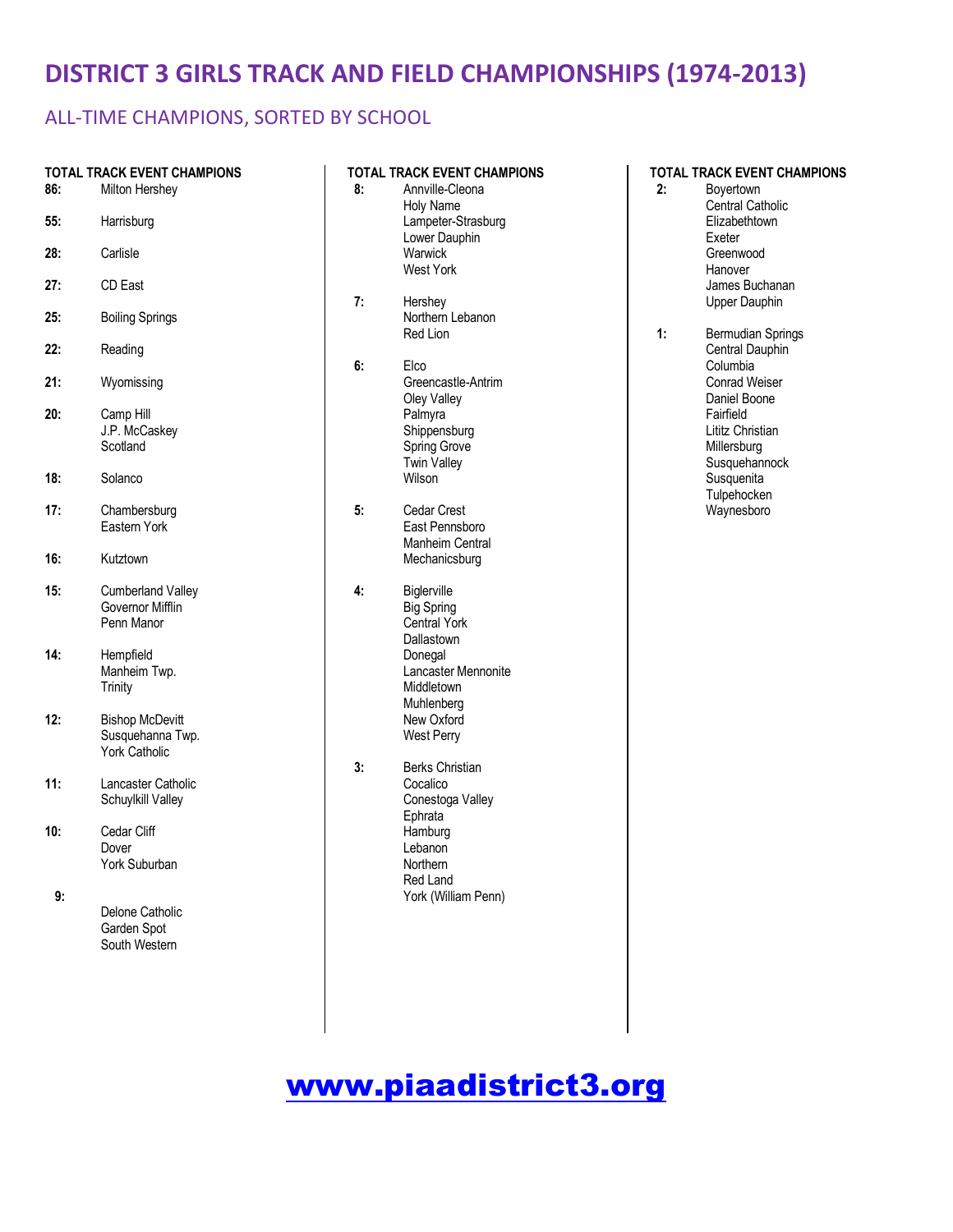# DISTRICT 3 GIRLS TRACK AND FIELD CHAMPIONSHIPS (1974-2013)

## ALL-TIME CHAMPIONS, SORTED BY SCHOOL

**TOTAL TRACK EVENT CHAMPIONS**

**86:** Milton Hershey

**55:** Harrisburg

**28:** Carlisle

**27:** CD East

**25:** Boiling Springs

**22:** Reading

**21:** Wyomissing

**20:** Camp Hill
J.P. McCaskey
Scotland

**18:** Solanco

**17:** Chambersburg
Eastern York

**16:** Kutztown

**15:** Cumberland Valley
Governor Mifflin
Penn Manor

**14:** Hempfield
Manheim Twp.
Trinity

**12:** Bishop McDevitt
Susquehanna Twp.
York Catholic

**11:** Lancaster Catholic
Schuylkill Valley

**10:** Cedar Cliff
Dover
York Suburban

**9:** Delone Catholic
Garden Spot
South Western

**TOTAL TRACK EVENT CHAMPIONS**

**8:** Annville-Cleona
Holy Name
Lampeter-Strasburg
Lower Dauphin
Warwick
West York

**7:** Hershey
Northern Lebanon
Red Lion

**6:** Elco
Greencastle-Antrim
Oley Valley
Palmyra
Shippensburg
Spring Grove
Twin Valley
Wilson

**5:** Cedar Crest
East Pennsboro
Manheim Central
Mechanicsburg

**4:** Biglerville
Big Spring
Central York
Dallastown
Donegal
Lancaster Mennonite
Middletown
Muhlenberg
New Oxford
West Perry

**3:** Berks Christian
Cocalico
Conestoga Valley
Ephrata
Hamburg
Lebanon
Northern
Red Land
York (William Penn)

**TOTAL TRACK EVENT CHAMPIONS**

**2:** Boyertown
Central Catholic
Elizabethtown
Exeter
Greenwood
Hanover
James Buchanan
Upper Dauphin

**1:** Bermudian Springs
Central Dauphin
Columbia
Conrad Weiser
Daniel Boone
Fairfield
Lititz Christian
Millersburg
Susquehannock
Susquenita
Tulpehocken
Waynesboro

www.piaadistrict3.org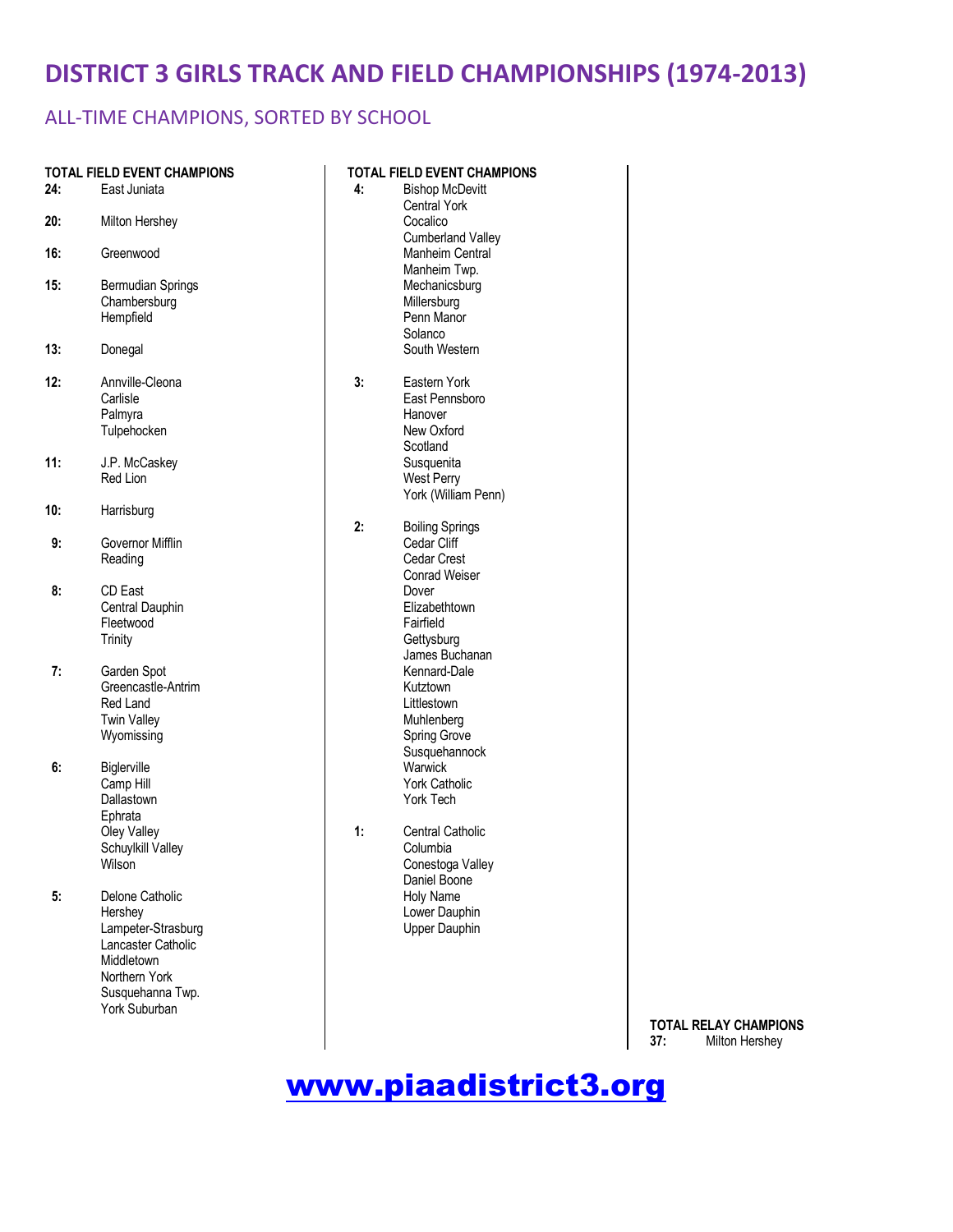# DISTRICT 3 GIRLS TRACK AND FIELD CHAMPIONSHIPS (1974-2013)

## ALL-TIME CHAMPIONS, SORTED BY SCHOOL

**TOTAL FIELD EVENT CHAMPIONS**

**24:** East Juniata

**20:** Milton Hershey

**16:** Greenwood

**15:** Bermudian Springs
Chambersburg
Hempfield

**13:** Donegal

**12:** Annville-Cleona
Carlisle
Palmyra
Tulpehocken

**11:** J.P. McCaskey
Red Lion

**10:** Harrisburg

**9:** Governor Mifflin
Reading

**8:** CD East
Central Dauphin
Fleetwood
Trinity

**7:** Garden Spot
Greencastle-Antrim
Red Land
Twin Valley
Wyomissing

**6:** Biglerville
Camp Hill
Dallastown
Ephrata
Oley Valley
Schuylkill Valley
Wilson

**5:** Delone Catholic
Hershey
Lampeter-Strasburg
Lancaster Catholic
Middletown
Northern York
Susquehanna Twp.
York Suburban

**TOTAL FIELD EVENT CHAMPIONS**

**4:** Bishop McDevitt
Central York
Cocalico
Cumberland Valley
Manheim Central
Manheim Twp.
Mechanicsburg
Millersburg
Penn Manor
Solanco
South Western

**3:** Eastern York
East Pennsboro
Hanover
New Oxford
Scotland
Susquenita
West Perry
York (William Penn)

**2:** Boiling Springs
Cedar Cliff
Cedar Crest
Conrad Weiser
Dover
Elizabethtown
Fairfield
Gettysburg
James Buchanan
Kennard-Dale
Kutztown
Littlestown
Muhlenberg
Spring Grove
Susquehannock
Warwick
York Catholic
York Tech

**1:** Central Catholic
Columbia
Conestoga Valley
Daniel Boone
Holy Name
Lower Dauphin
Upper Dauphin

**TOTAL RELAY CHAMPIONS**

**37:** Milton Hershey

www.piaadistrict3.org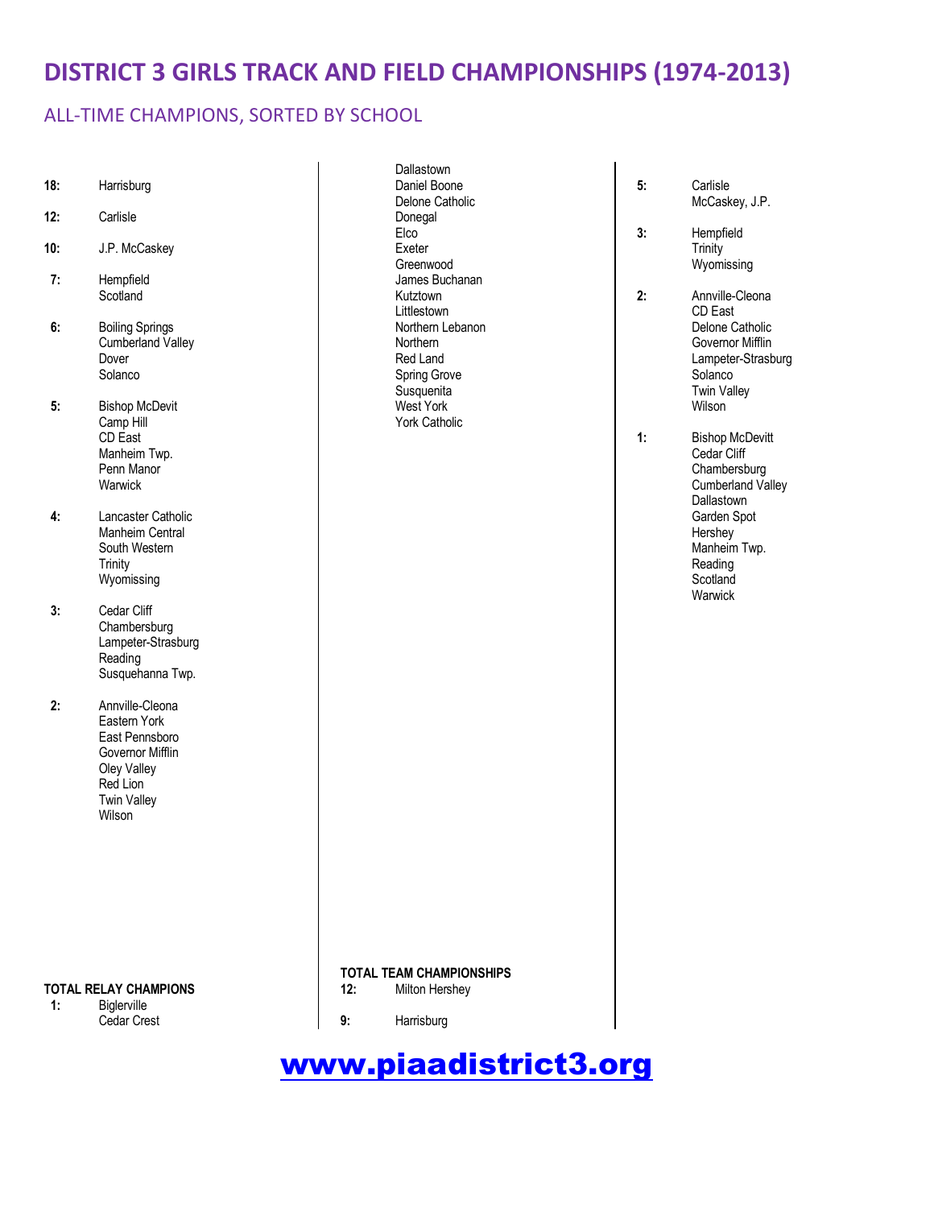# DISTRICT 3 GIRLS TRACK AND FIELD CHAMPIONSHIPS (1974-2013)

## ALL-TIME CHAMPIONS, SORTED BY SCHOOL

**18:** Harrisburg

**12:** Carlisle

**10:** J.P. McCaskey

**7:** Hempfield
Scotland

**6:** Boiling Springs
Cumberland Valley
Dover
Solanco

**5:** Bishop McDevit
Camp Hill
CD East
Manheim Twp.
Penn Manor
Warwick

**4:** Lancaster Catholic
Manheim Central
South Western
Trinity
Wyomissing

**3:** Cedar Cliff
Chambersburg
Lampeter-Strasburg
Reading
Susquehanna Twp.

**2:** Annville-Cleona
Eastern York
East Pennsboro
Governor Mifflin
Oley Valley
Red Lion
Twin Valley
Wilson

**TOTAL RELAY CHAMPIONS**

**1:** Biglerville
Cedar Crest
Dallastown
Daniel Boone
Delone Catholic
Donegal
Elco
Exeter
Greenwood
James Buchanan
Kutztown
Littlestown
Northern Lebanon
Northern
Red Land
Spring Grove
Susquenita
West York
York Catholic

**TOTAL TEAM CHAMPIONSHIPS**

**12:** Milton Hershey

**9:** Harrisburg

**5:** Carlisle
McCaskey, J.P.

**3:** Hempfield
Trinity
Wyomissing

**2:** Annville-Cleona
CD East
Delone Catholic
Governor Mifflin
Lampeter-Strasburg
Solanco
Twin Valley
Wilson

**1:** Bishop McDevitt
Cedar Cliff
Chambersburg
Cumberland Valley
Dallastown
Garden Spot
Hershey
Manheim Twp.
Reading
Scotland
Warwick

**www.piaadistrict3.org**